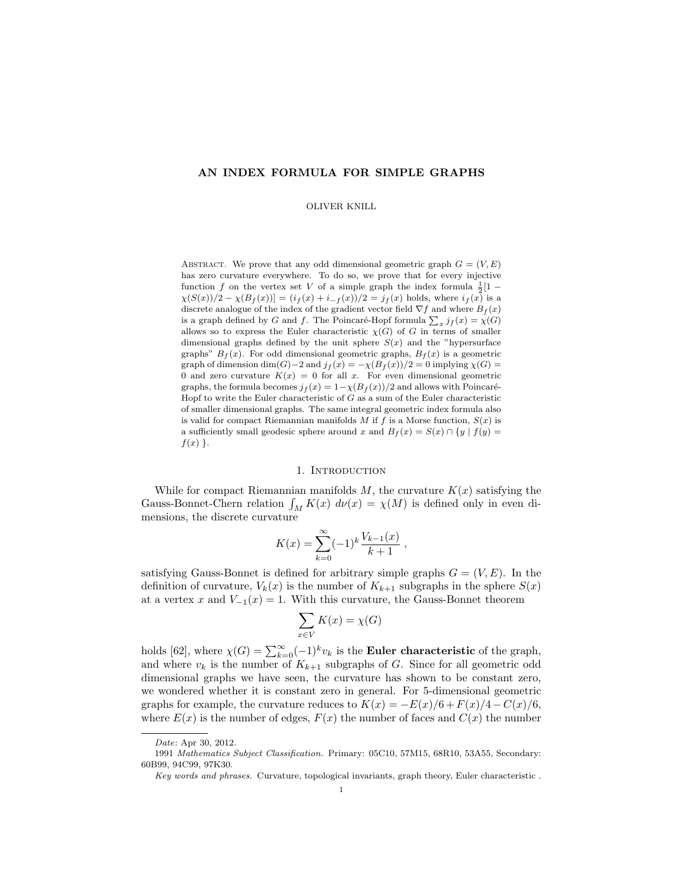# AN INDEX FORMULA FOR SIMPLE GRAPHS

OLIVER KNILL

Abstract. We prove that any odd dimensional geometric graph $G = (V, E)$ has zero curvature everywhere. To do so, we prove that for every injective function $f$ on the vertex set $V$ of a simple graph the index formula $\frac{1}{2}[1 - \chi(S(x))/2 - \chi(B_f(x))] = (i_f(x) + i_{-f}(x))/2 = j_f(x)$ holds, where $i_f(x)$ is a discrete analogue of the index of the gradient vector field $\nabla f$ and where $B_f(x)$ is a graph defined by $G$ and $f$. The Poincaré-Hopf formula $\sum_x j_f(x) = \chi(G)$ allows so to express the Euler characteristic $\chi(G)$ of $G$ in terms of smaller dimensional graphs defined by the unit sphere $S(x)$ and the "hypersurface graphs" $B_f(x)$. For odd dimensional geometric graphs, $B_f(x)$ is a geometric graph of dimension $\dim(G)-2$ and $j_f(x) = -\chi(B_f(x))/2 = 0$ implying $\chi(G) = 0$ and zero curvature $K(x) = 0$ for all $x$. For even dimensional geometric graphs, the formula becomes $j_f(x) = 1-\chi(B_f(x))/2$ and allows with Poincaré-Hopf to write the Euler characteristic of $G$ as a sum of the Euler characteristic of smaller dimensional graphs. The same integral geometric index formula also is valid for compact Riemannian manifolds $M$ if $f$ is a Morse function, $S(x)$ is a sufficiently small geodesic sphere around $x$ and $B_f(x) = S(x) \cap \{ y \mid f(y) = f(x) \}$.

## 1. Introduction

While for compact Riemannian manifolds $M$, the curvature $K(x)$ satisfying the Gauss-Bonnet-Chern relation $\int_M K(x)\ d\nu(x) = \chi(M)$ is defined only in even dimensions, the discrete curvature

$$K(x) = \sum_{k=0}^{\infty} (-1)^k \frac{V_{k-1}(x)}{k+1} ,$$

satisfying Gauss-Bonnet is defined for arbitrary simple graphs $G = (V, E)$. In the definition of curvature, $V_k(x)$ is the number of $K_{k+1}$ subgraphs in the sphere $S(x)$ at a vertex $x$ and $V_{-1}(x) = 1$. With this curvature, the Gauss-Bonnet theorem

$$\sum_{x \in V} K(x) = \chi(G)$$

holds [62], where $\chi(G) = \sum_{k=0}^{\infty} (-1)^k v_k$ is the **Euler characteristic** of the graph, and where $v_k$ is the number of $K_{k+1}$ subgraphs of $G$. Since for all geometric odd dimensional graphs we have seen, the curvature has shown to be constant zero, we wondered whether it is constant zero in general. For 5-dimensional geometric graphs for example, the curvature reduces to $K(x) = -E(x)/6 + F(x)/4 - C(x)/6$, where $E(x)$ is the number of edges, $F(x)$ the number of faces and $C(x)$ the number

---

*Date*: Apr 30, 2012.

1991 *Mathematics Subject Classification.* Primary: 05C10, 57M15, 68R10, 53A55, Secondary: 60B99, 94C99, 97K30.

*Key words and phrases.* Curvature, topological invariants, graph theory, Euler characteristic .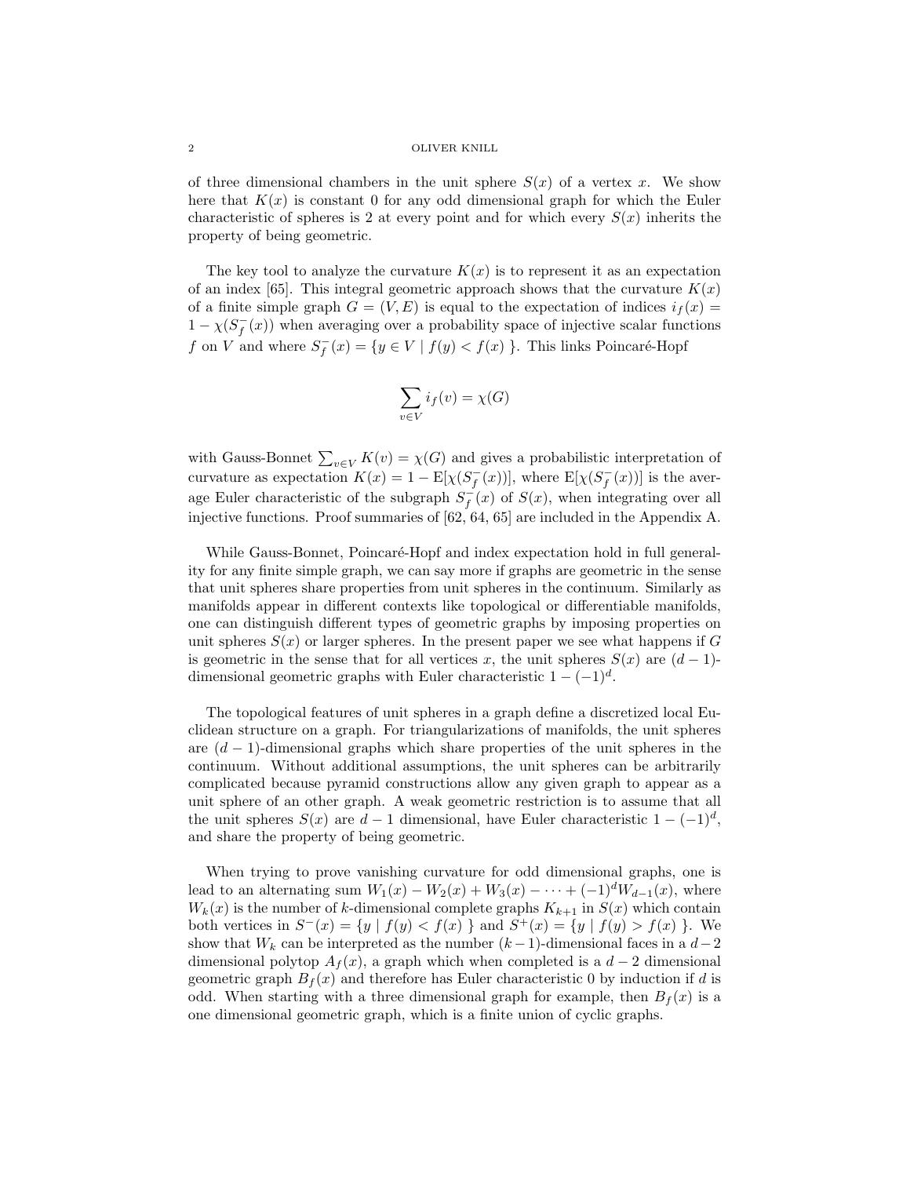of three dimensional chambers in the unit sphere $S(x)$ of a vertex $x$. We show here that $K(x)$ is constant 0 for any odd dimensional graph for which the Euler characteristic of spheres is 2 at every point and for which every $S(x)$ inherits the property of being geometric.

The key tool to analyze the curvature $K(x)$ is to represent it as an expectation of an index [65]. This integral geometric approach shows that the curvature $K(x)$ of a finite simple graph $G = (V, E)$ is equal to the expectation of indices $i_f(x) = 1 - \chi(S_f^-(x))$ when averaging over a probability space of injective scalar functions $f$ on $V$ and where $S_f^-(x) = \{y \in V \mid f(y) < f(x) \}$. This links Poincaré-Hopf

$$\sum_{v \in V} i_f(v) = \chi(G)$$

with Gauss-Bonnet $\sum_{v \in V} K(v) = \chi(G)$ and gives a probabilistic interpretation of curvature as expectation $K(x) = 1 - \mathrm{E}[\chi(S_f^-(x))]$, where $\mathrm{E}[\chi(S_f^-(x))]$ is the average Euler characteristic of the subgraph $S_f^-(x)$ of $S(x)$, when integrating over all injective functions. Proof summaries of [62, 64, 65] are included in the Appendix A.

While Gauss-Bonnet, Poincaré-Hopf and index expectation hold in full generality for any finite simple graph, we can say more if graphs are geometric in the sense that unit spheres share properties from unit spheres in the continuum. Similarly as manifolds appear in different contexts like topological or differentiable manifolds, one can distinguish different types of geometric graphs by imposing properties on unit spheres $S(x)$ or larger spheres. In the present paper we see what happens if $G$ is geometric in the sense that for all vertices $x$, the unit spheres $S(x)$ are $(d-1)$-dimensional geometric graphs with Euler characteristic $1 - (-1)^d$.

The topological features of unit spheres in a graph define a discretized local Euclidean structure on a graph. For triangularizations of manifolds, the unit spheres are $(d-1)$-dimensional graphs which share properties of the unit spheres in the continuum. Without additional assumptions, the unit spheres can be arbitrarily complicated because pyramid constructions allow any given graph to appear as a unit sphere of an other graph. A weak geometric restriction is to assume that all the unit spheres $S(x)$ are $d-1$ dimensional, have Euler characteristic $1 - (-1)^d$, and share the property of being geometric.

When trying to prove vanishing curvature for odd dimensional graphs, one is lead to an alternating sum $W_1(x) - W_2(x) + W_3(x) - \dots + (-1)^d W_{d-1}(x)$, where $W_k(x)$ is the number of $k$-dimensional complete graphs $K_{k+1}$ in $S(x)$ which contain both vertices in $S^-(x) = \{y \mid f(y) < f(x) \}$ and $S^+(x) = \{y \mid f(y) > f(x) \}$. We show that $W_k$ can be interpreted as the number $(k-1)$-dimensional faces in a $d-2$ dimensional polytop $A_f(x)$, a graph which when completed is a $d-2$ dimensional geometric graph $B_f(x)$ and therefore has Euler characteristic 0 by induction if $d$ is odd. When starting with a three dimensional graph for example, then $B_f(x)$ is a one dimensional geometric graph, which is a finite union of cyclic graphs.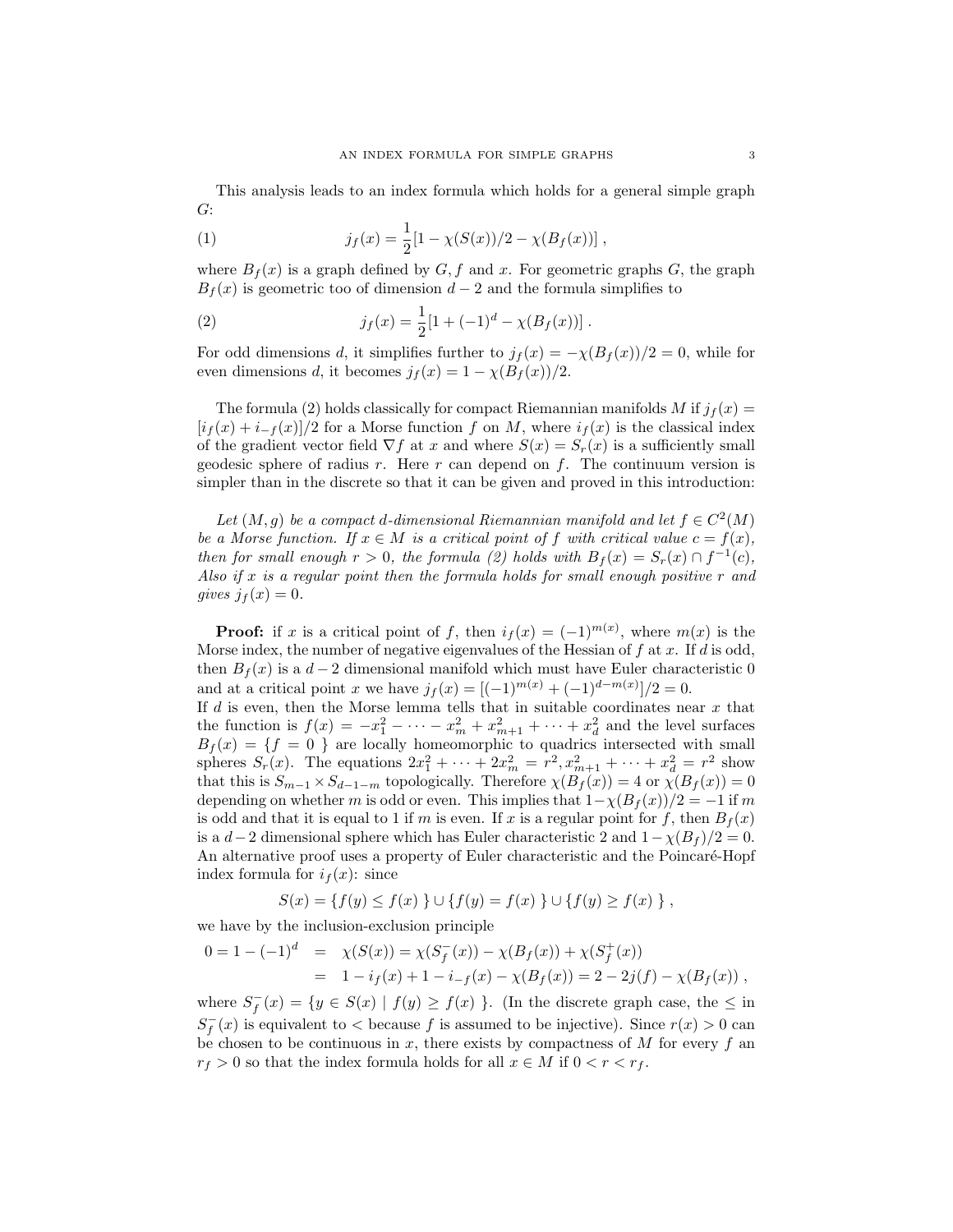This analysis leads to an index formula which holds for a general simple graph $G$:

$$j_f(x) = \frac{1}{2}[1 - \chi(S(x))/2 - \chi(B_f(x))] \ , \tag{1}$$

where $B_f(x)$ is a graph defined by $G, f$ and $x$. For geometric graphs $G$, the graph $B_f(x)$ is geometric too of dimension $d-2$ and the formula simplifies to

$$j_f(x) = \frac{1}{2}[1 + (-1)^d - \chi(B_f(x))] \ . \tag{2}$$

For odd dimensions $d$, it simplifies further to $j_f(x) = -\chi(B_f(x))/2 = 0$, while for even dimensions $d$, it becomes $j_f(x) = 1 - \chi(B_f(x))/2$.

The formula (2) holds classically for compact Riemannian manifolds $M$ if $j_f(x) = [i_f(x) + i_{-f}(x)]/2$ for a Morse function $f$ on $M$, where $i_f(x)$ is the classical index of the gradient vector field $\nabla f$ at $x$ and where $S(x) = S_r(x)$ is a sufficiently small geodesic sphere of radius $r$. Here $r$ can depend on $f$. The continuum version is simpler than in the discrete so that it can be given and proved in this introduction:

*Let $(M,g)$ be a compact $d$-dimensional Riemannian manifold and let $f \in C^2(M)$ be a Morse function. If $x \in M$ is a critical point of $f$ with critical value $c = f(x)$, then for small enough $r > 0$, the formula (2) holds with $B_f(x) = S_r(x) \cap f^{-1}(c)$. Also if $x$ is a regular point then the formula holds for small enough positive $r$ and gives $j_f(x) = 0$.*

**Proof:** if $x$ is a critical point of $f$, then $i_f(x) = (-1)^{m(x)}$, where $m(x)$ is the Morse index, the number of negative eigenvalues of the Hessian of $f$ at $x$. If $d$ is odd, then $B_f(x)$ is a $d-2$ dimensional manifold which must have Euler characteristic 0 and at a critical point $x$ we have $j_f(x) = [(-1)^{m(x)} + (-1)^{d-m(x)}]/2 = 0$.
If $d$ is even, then the Morse lemma tells that in suitable coordinates near $x$ that the function is $f(x) = -x_1^2 - \cdots - x_m^2 + x_{m+1}^2 + \cdots + x_d^2$ and the level surfaces $B_f(x) = \{f = 0\}$ are locally homeomorphic to quadrics intersected with small spheres $S_r(x)$. The equations $2x_1^2 + \cdots + 2x_m^2 = r^2, x_{m+1}^2 + \cdots + x_d^2 = r^2$ show that this is $S_{m-1} \times S_{d-1-m}$ topologically. Therefore $\chi(B_f(x)) = 4$ or $\chi(B_f(x)) = 0$ depending on whether $m$ is odd or even. This implies that $1 - \chi(B_f(x))/2 = -1$ if $m$ is odd and that it is equal to 1 if $m$ is even. If $x$ is a regular point for $f$, then $B_f(x)$ is a $d-2$ dimensional sphere which has Euler characteristic 2 and $1 - \chi(B_f)/2 = 0$. An alternative proof uses a property of Euler characteristic and the Poincaré-Hopf index formula for $i_f(x)$: since

$$S(x) = \{f(y) \leq f(x)\} \cup \{f(y) = f(x)\} \cup \{f(y) \geq f(x)\} \ ,$$

we have by the inclusion-exclusion principle

$$\begin{aligned} 0 = 1 - (-1)^d &= \chi(S(x)) = \chi(S_f^-(x)) - \chi(B_f(x)) + \chi(S_f^+(x)) \\ &= 1 - i_f(x) + 1 - i_{-f}(x) - \chi(B_f(x)) = 2 - 2j(f) - \chi(B_f(x)) \ , \end{aligned}$$

where $S_f^-(x) = \{y \in S(x) \mid f(y) \geq f(x)\}$. (In the discrete graph case, the $\leq$ in $S_f^-(x)$ is equivalent to $<$ because $f$ is assumed to be injective). Since $r(x) > 0$ can be chosen to be continuous in $x$, there exists by compactness of $M$ for every $f$ an $r_f > 0$ so that the index formula holds for all $x \in M$ if $0 < r < r_f$.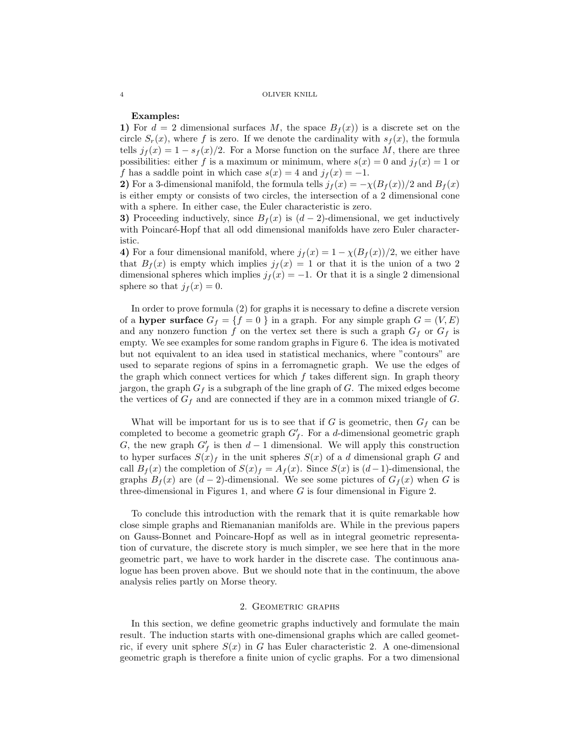**Examples:**

**1)** For $d = 2$ dimensional surfaces $M$, the space $B_f(x))$ is a discrete set on the circle $S_r(x)$, where $f$ is zero. If we denote the cardinality with $s_f(x)$, the formula tells $j_f(x) = 1 - s_f(x)/2$. For a Morse function on the surface $M$, there are three possibilities: either $f$ is a maximum or minimum, where $s(x) = 0$ and $j_f(x) = 1$ or $f$ has a saddle point in which case $s(x) = 4$ and $j_f(x) = -1$.

**2)** For a 3-dimensional manifold, the formula tells $j_f(x) = -\chi(B_f(x))/2$ and $B_f(x)$ is either empty or consists of two circles, the intersection of a 2 dimensional cone with a sphere. In either case, the Euler characteristic is zero.

**3)** Proceeding inductively, since $B_f(x)$ is $(d-2)$-dimensional, we get inductively with Poincaré-Hopf that all odd dimensional manifolds have zero Euler characteristic.

**4)** For a four dimensional manifold, where $j_f(x) = 1 - \chi(B_f(x))/2$, we either have that $B_f(x)$ is empty which implies $j_f(x) = 1$ or that it is the union of a two 2 dimensional spheres which implies $j_f(x) = -1$. Or that it is a single 2 dimensional sphere so that $j_f(x) = 0$.

In order to prove formula (2) for graphs it is necessary to define a discrete version of a **hyper surface** $G_f = \{f = 0\}$ in a graph. For any simple graph $G = (V, E)$ and any nonzero function $f$ on the vertex set there is such a graph $G_f$ or $G_f$ is empty. We see examples for some random graphs in Figure 6. The idea is motivated but not equivalent to an idea used in statistical mechanics, where "contours" are used to separate regions of spins in a ferromagnetic graph. We use the edges of the graph which connect vertices for which $f$ takes different sign. In graph theory jargon, the graph $G_f$ is a subgraph of the line graph of $G$. The mixed edges become the vertices of $G_f$ and are connected if they are in a common mixed triangle of $G$.

What will be important for us is to see that if $G$ is geometric, then $G_f$ can be completed to become a geometric graph $G'_f$. For a $d$-dimensional geometric graph $G$, the new graph $G'_f$ is then $d-1$ dimensional. We will apply this construction to hyper surfaces $S(x)_f$ in the unit spheres $S(x)$ of a $d$ dimensional graph $G$ and call $B_f(x)$ the completion of $S(x)_f = A_f(x)$. Since $S(x)$ is $(d-1)$-dimensional, the graphs $B_f(x)$ are $(d-2)$-dimensional. We see some pictures of $G_f(x)$ when $G$ is three-dimensional in Figures 1, and where $G$ is four dimensional in Figure 2.

To conclude this introduction with the remark that it is quite remarkable how close simple graphs and Riemananian manifolds are. While in the previous papers on Gauss-Bonnet and Poincare-Hopf as well as in integral geometric representation of curvature, the discrete story is much simpler, we see here that in the more geometric part, we have to work harder in the discrete case. The continuous analogue has been proven above. But we should note that in the continuum, the above analysis relies partly on Morse theory.

## 2. Geometric graphs

In this section, we define geometric graphs inductively and formulate the main result. The induction starts with one-dimensional graphs which are called geometric, if every unit sphere $S(x)$ in $G$ has Euler characteristic 2. A one-dimensional geometric graph is therefore a finite union of cyclic graphs. For a two dimensional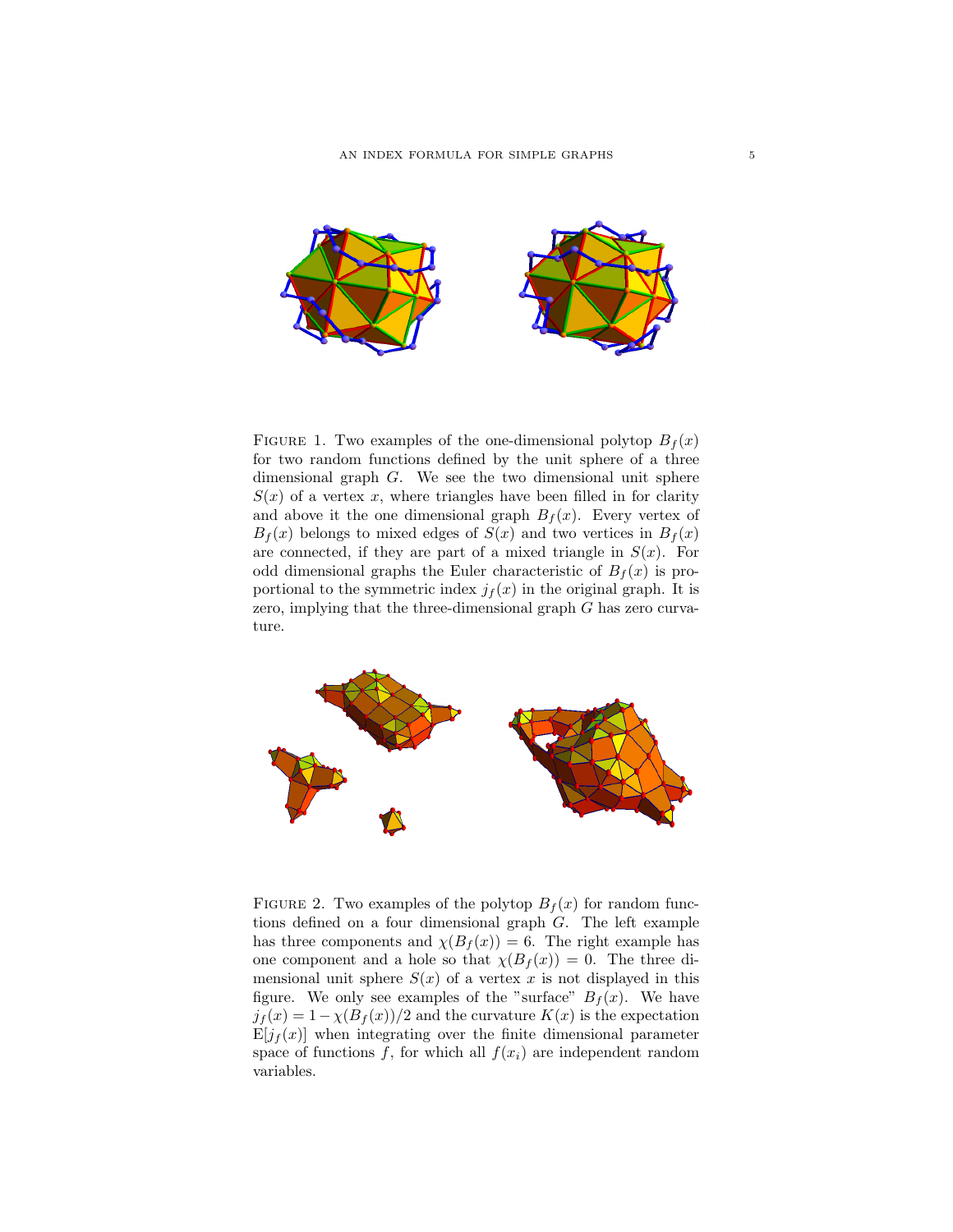Figure 1. Two examples of the one-dimensional polytop $B_f(x)$ for two random functions defined by the unit sphere of a three dimensional graph $G$. We see the two dimensional unit sphere $S(x)$ of a vertex $x$, where triangles have been filled in for clarity and above it the one dimensional graph $B_f(x)$. Every vertex of $B_f(x)$ belongs to mixed edges of $S(x)$ and two vertices in $B_f(x)$ are connected, if they are part of a mixed triangle in $S(x)$. For odd dimensional graphs the Euler characteristic of $B_f(x)$ is proportional to the symmetric index $j_f(x)$ in the original graph. It is zero, implying that the three-dimensional graph $G$ has zero curvature.

Figure 2. Two examples of the polytop $B_f(x)$ for random functions defined on a four dimensional graph $G$. The left example has three components and $\chi(B_f(x)) = 6$. The right example has one component and a hole so that $\chi(B_f(x)) = 0$. The three dimensional unit sphere $S(x)$ of a vertex $x$ is not displayed in this figure. We only see examples of the "surface" $B_f(x)$. We have $j_f(x) = 1 - \chi(B_f(x))/2$ and the curvature $K(x)$ is the expectation $\mathrm{E}[j_f(x)]$ when integrating over the finite dimensional parameter space of functions $f$, for which all $f(x_i)$ are independent random variables.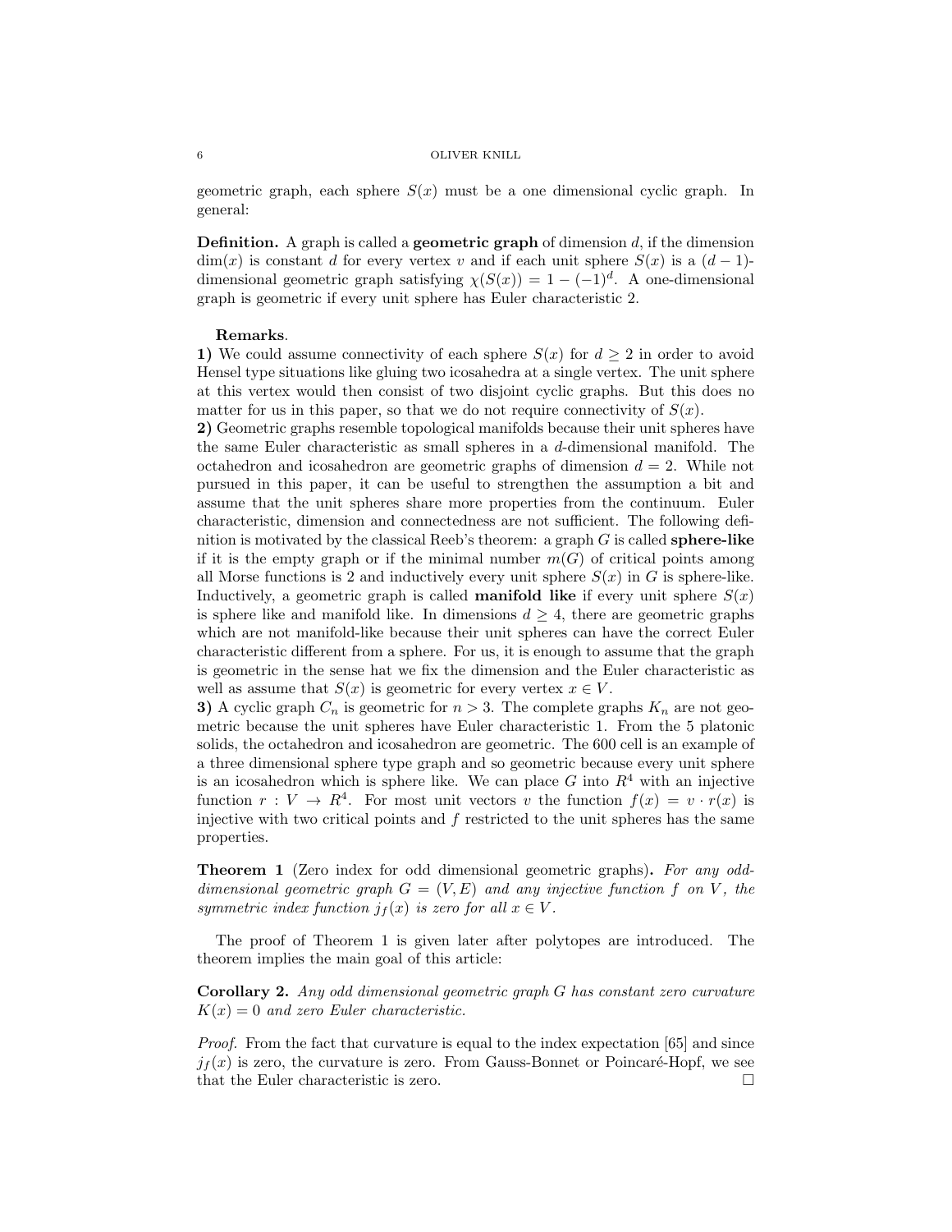geometric graph, each sphere $S(x)$ must be a one dimensional cyclic graph. In general:

**Definition.** A graph is called a **geometric graph** of dimension $d$, if the dimension $\dim(x)$ is constant $d$ for every vertex $v$ and if each unit sphere $S(x)$ is a $(d-1)$-dimensional geometric graph satisfying $\chi(S(x)) = 1 - (-1)^d$. A one-dimensional graph is geometric if every unit sphere has Euler characteristic 2.

**Remarks**.

**1)** We could assume connectivity of each sphere $S(x)$ for $d \geq 2$ in order to avoid Hensel type situations like gluing two icosahedra at a single vertex. The unit sphere at this vertex would then consist of two disjoint cyclic graphs. But this does no matter for us in this paper, so that we do not require connectivity of $S(x)$.

**2)** Geometric graphs resemble topological manifolds because their unit spheres have the same Euler characteristic as small spheres in a $d$-dimensional manifold. The octahedron and icosahedron are geometric graphs of dimension $d = 2$. While not pursued in this paper, it can be useful to strengthen the assumption a bit and assume that the unit spheres share more properties from the continuum. Euler characteristic, dimension and connectedness are not sufficient. The following definition is motivated by the classical Reeb's theorem: a graph $G$ is called **sphere-like** if it is the empty graph or if the minimal number $m(G)$ of critical points among all Morse functions is 2 and inductively every unit sphere $S(x)$ in $G$ is sphere-like. Inductively, a geometric graph is called **manifold like** if every unit sphere $S(x)$ is sphere like and manifold like. In dimensions $d \geq 4$, there are geometric graphs which are not manifold-like because their unit spheres can have the correct Euler characteristic different from a sphere. For us, it is enough to assume that the graph is geometric in the sense hat we fix the dimension and the Euler characteristic as well as assume that $S(x)$ is geometric for every vertex $x \in V$.

**3)** A cyclic graph $C_n$ is geometric for $n > 3$. The complete graphs $K_n$ are not geometric because the unit spheres have Euler characteristic 1. From the 5 platonic solids, the octahedron and icosahedron are geometric. The 600 cell is an example of a three dimensional sphere type graph and so geometric because every unit sphere is an icosahedron which is sphere like. We can place $G$ into $R^4$ with an injective function $r : V \to R^4$. For most unit vectors $v$ the function $f(x) = v \cdot r(x)$ is injective with two critical points and $f$ restricted to the unit spheres has the same properties.

**Theorem 1** (Zero index for odd dimensional geometric graphs)**.** *For any odd-dimensional geometric graph $G = (V, E)$ and any injective function $f$ on $V$, the symmetric index function $j_f(x)$ is zero for all $x \in V$.*

The proof of Theorem 1 is given later after polytopes are introduced. The theorem implies the main goal of this article:

**Corollary 2.** *Any odd dimensional geometric graph $G$ has constant zero curvature $K(x) = 0$ and zero Euler characteristic.*

*Proof.* From the fact that curvature is equal to the index expectation [65] and since $j_f(x)$ is zero, the curvature is zero. From Gauss-Bonnet or Poincaré-Hopf, we see that the Euler characteristic is zero. $\square$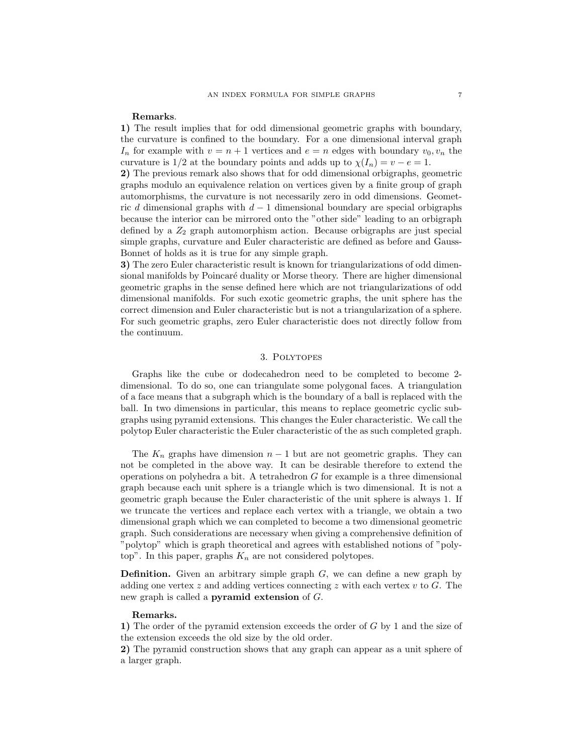**Remarks**.

**1)** The result implies that for odd dimensional geometric graphs with boundary, the curvature is confined to the boundary. For a one dimensional interval graph $I_n$ for example with $v = n + 1$ vertices and $e = n$ edges with boundary $v_0, v_n$ the curvature is $1/2$ at the boundary points and adds up to $\chi(I_n) = v - e = 1$.

**2)** The previous remark also shows that for odd dimensional orbigraphs, geometric graphs modulo an equivalence relation on vertices given by a finite group of graph automorphisms, the curvature is not necessarily zero in odd dimensions. Geometric $d$ dimensional graphs with $d-1$ dimensional boundary are special orbigraphs because the interior can be mirrored onto the "other side" leading to an orbigraph defined by a $Z_2$ graph automorphism action. Because orbigraphs are just special simple graphs, curvature and Euler characteristic are defined as before and Gauss-Bonnet of holds as it is true for any simple graph.

**3)** The zero Euler characteristic result is known for triangularizations of odd dimensional manifolds by Poincaré duality or Morse theory. There are higher dimensional geometric graphs in the sense defined here which are not triangularizations of odd dimensional manifolds. For such exotic geometric graphs, the unit sphere has the correct dimension and Euler characteristic but is not a triangularization of a sphere. For such geometric graphs, zero Euler characteristic does not directly follow from the continuum.

## 3. Polytopes

Graphs like the cube or dodecahedron need to be completed to become 2-dimensional. To do so, one can triangulate some polygonal faces. A triangulation of a face means that a subgraph which is the boundary of a ball is replaced with the ball. In two dimensions in particular, this means to replace geometric cyclic subgraphs using pyramid extensions. This changes the Euler characteristic. We call the polytop Euler characteristic the Euler characteristic of the as such completed graph.

The $K_n$ graphs have dimension $n-1$ but are not geometric graphs. They can not be completed in the above way. It can be desirable therefore to extend the operations on polyhedra a bit. A tetrahedron $G$ for example is a three dimensional graph because each unit sphere is a triangle which is two dimensional. It is not a geometric graph because the Euler characteristic of the unit sphere is always 1. If we truncate the vertices and replace each vertex with a triangle, we obtain a two dimensional graph which we can completed to become a two dimensional geometric graph. Such considerations are necessary when giving a comprehensive definition of "polytop" which is graph theoretical and agrees with established notions of "polytop". In this paper, graphs $K_n$ are not considered polytopes.

**Definition.** Given an arbitrary simple graph $G$, we can define a new graph by adding one vertex $z$ and adding vertices connecting $z$ with each vertex $v$ to $G$. The new graph is called a **pyramid extension** of $G$.

**Remarks.**

**1)** The order of the pyramid extension exceeds the order of $G$ by 1 and the size of the extension exceeds the old size by the old order.

**2)** The pyramid construction shows that any graph can appear as a unit sphere of a larger graph.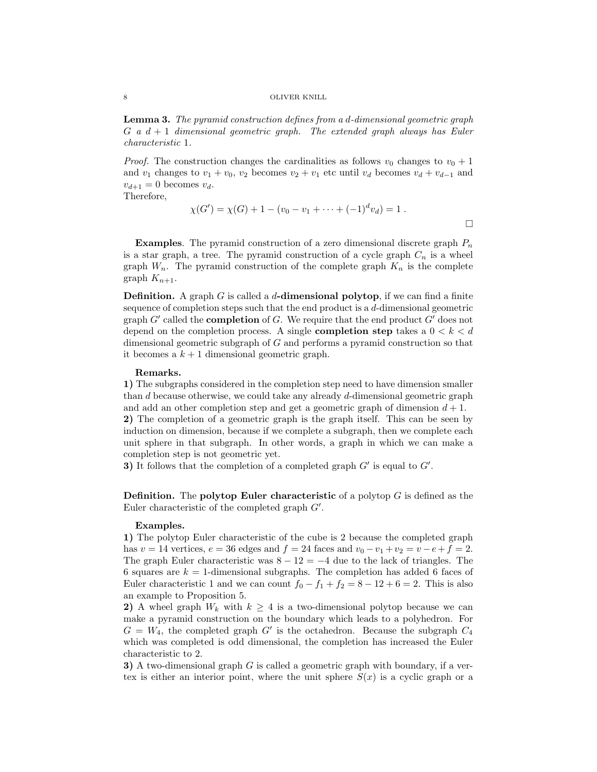**Lemma 3.** *The pyramid construction defines from a $d$-dimensional geometric graph $G$ a $d+1$ dimensional geometric graph. The extended graph always has Euler characteristic* 1.

*Proof.* The construction changes the cardinalities as follows $v_0$ changes to $v_0 + 1$ and $v_1$ changes to $v_1 + v_0$, $v_2$ becomes $v_2 + v_1$ etc until $v_d$ becomes $v_d + v_{d-1}$ and $v_{d+1} = 0$ becomes $v_d$.
Therefore,

$$\chi(G') = \chi(G) + 1 - (v_0 - v_1 + \cdots + (-1)^d v_d) = 1 \; .$$

□

**Examples**. The pyramid construction of a zero dimensional discrete graph $P_n$ is a star graph, a tree. The pyramid construction of a cycle graph $C_n$ is a wheel graph $W_n$. The pyramid construction of the complete graph $K_n$ is the complete graph $K_{n+1}$.

**Definition.** A graph $G$ is called a $d$**-dimensional polytop**, if we can find a finite sequence of completion steps such that the end product is a $d$-dimensional geometric graph $G'$ called the **completion** of $G$. We require that the end product $G'$ does not depend on the completion process. A single **completion step** takes a $0 < k < d$ dimensional geometric subgraph of $G$ and performs a pyramid construction so that it becomes a $k+1$ dimensional geometric graph.

**Remarks.**
**1)** The subgraphs considered in the completion step need to have dimension smaller than $d$ because otherwise, we could take any already $d$-dimensional geometric graph and add an other completion step and get a geometric graph of dimension $d+1$.
**2)** The completion of a geometric graph is the graph itself. This can be seen by induction on dimension, because if we complete a subgraph, then we complete each unit sphere in that subgraph. In other words, a graph in which we can make a completion step is not geometric yet.
**3)** It follows that the completion of a completed graph $G'$ is equal to $G'$.

**Definition.** The **polytop Euler characteristic** of a polytop $G$ is defined as the Euler characteristic of the completed graph $G'$.

**Examples.**
**1)** The polytop Euler characteristic of the cube is 2 because the completed graph has $v = 14$ vertices, $e = 36$ edges and $f = 24$ faces and $v_0 - v_1 + v_2 = v - e + f = 2$. The graph Euler characteristic was $8 - 12 = -4$ due to the lack of triangles. The 6 squares are $k = 1$-dimensional subgraphs. The completion has added 6 faces of Euler characteristic 1 and we can count $f_0 - f_1 + f_2 = 8 - 12 + 6 = 2$. This is also an example to Proposition 5.
**2)** A wheel graph $W_k$ with $k \geq 4$ is a two-dimensional polytop because we can make a pyramid construction on the boundary which leads to a polyhedron. For $G = W_4$, the completed graph $G'$ is the octahedron. Because the subgraph $C_4$ which was completed is odd dimensional, the completion has increased the Euler characteristic to 2.
**3)** A two-dimensional graph $G$ is called a geometric graph with boundary, if a vertex is either an interior point, where the unit sphere $S(x)$ is a cyclic graph or a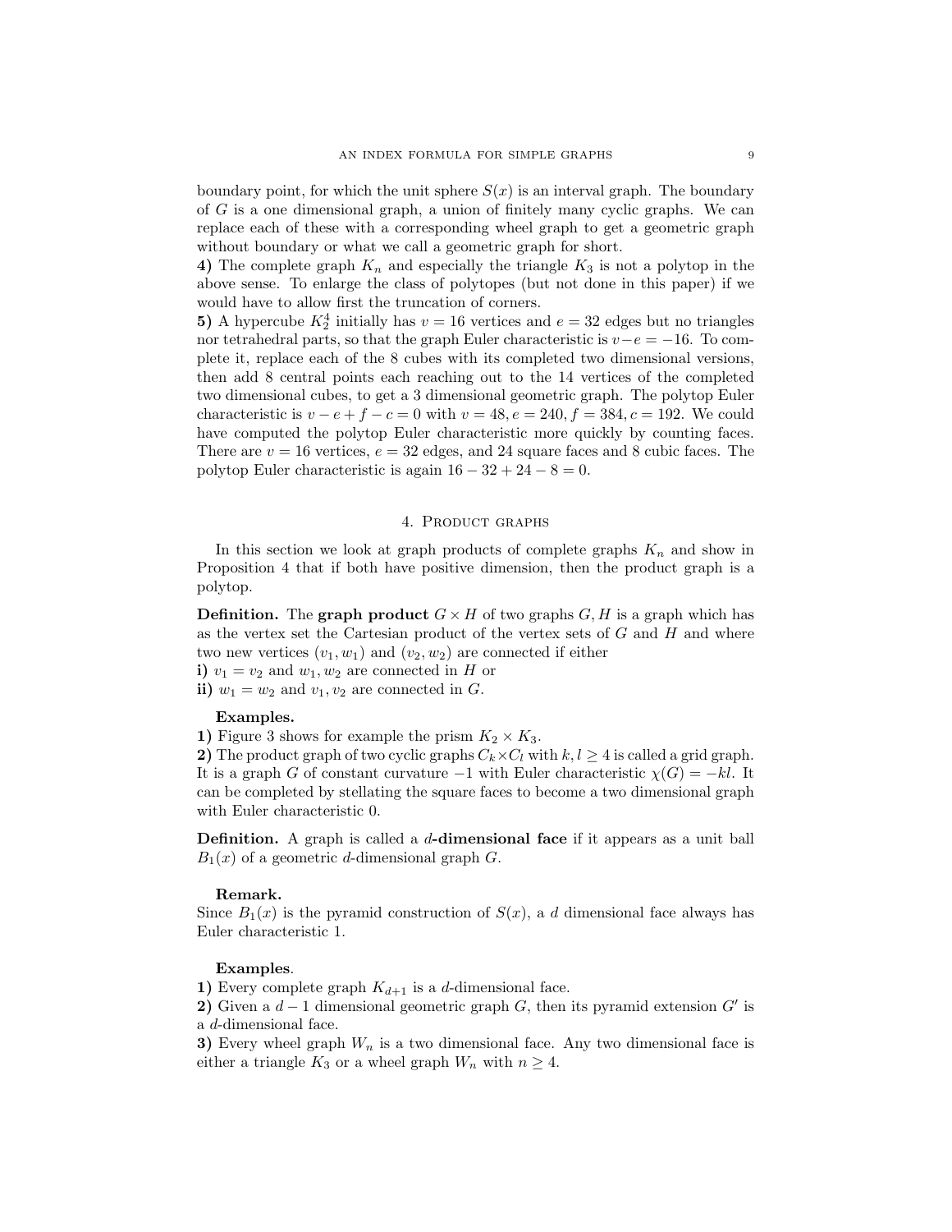boundary point, for which the unit sphere $S(x)$ is an interval graph. The boundary of $G$ is a one dimensional graph, a union of finitely many cyclic graphs. We can replace each of these with a corresponding wheel graph to get a geometric graph without boundary or what we call a geometric graph for short.

**4)** The complete graph $K_n$ and especially the triangle $K_3$ is not a polytop in the above sense. To enlarge the class of polytopes (but not done in this paper) if we would have to allow first the truncation of corners.

**5)** A hypercube $K_2^4$ initially has $v = 16$ vertices and $e = 32$ edges but no triangles nor tetrahedral parts, so that the graph Euler characteristic is $v - e = -16$. To complete it, replace each of the 8 cubes with its completed two dimensional versions, then add 8 central points each reaching out to the 14 vertices of the completed two dimensional cubes, to get a 3 dimensional geometric graph. The polytop Euler characteristic is $v - e + f - c = 0$ with $v = 48, e = 240, f = 384, c = 192$. We could have computed the polytop Euler characteristic more quickly by counting faces. There are $v = 16$ vertices, $e = 32$ edges, and 24 square faces and 8 cubic faces. The polytop Euler characteristic is again $16 - 32 + 24 - 8 = 0$.

## 4. Product graphs

In this section we look at graph products of complete graphs $K_n$ and show in Proposition 4 that if both have positive dimension, then the product graph is a polytop.

**Definition.** The **graph product** $G \times H$ of two graphs $G, H$ is a graph which has as the vertex set the Cartesian product of the vertex sets of $G$ and $H$ and where two new vertices $(v_1, w_1)$ and $(v_2, w_2)$ are connected if either

**i)** $v_1 = v_2$ and $w_1, w_2$ are connected in $H$ or

**ii)** $w_1 = w_2$ and $v_1, v_2$ are connected in $G$.

**Examples.**

**1)** Figure 3 shows for example the prism $K_2 \times K_3$.

**2)** The product graph of two cyclic graphs $C_k \times C_l$ with $k, l \geq 4$ is called a grid graph. It is a graph $G$ of constant curvature $-1$ with Euler characteristic $\chi(G) = -kl$. It can be completed by stellating the square faces to become a two dimensional graph with Euler characteristic 0.

**Definition.** A graph is called a **$d$-dimensional face** if it appears as a unit ball $B_1(x)$ of a geometric $d$-dimensional graph $G$.

**Remark.**
Since $B_1(x)$ is the pyramid construction of $S(x)$, a $d$ dimensional face always has Euler characteristic 1.

**Examples**.

**1)** Every complete graph $K_{d+1}$ is a $d$-dimensional face.

**2)** Given a $d-1$ dimensional geometric graph $G$, then its pyramid extension $G'$ is a $d$-dimensional face.

**3)** Every wheel graph $W_n$ is a two dimensional face. Any two dimensional face is either a triangle $K_3$ or a wheel graph $W_n$ with $n \geq 4$.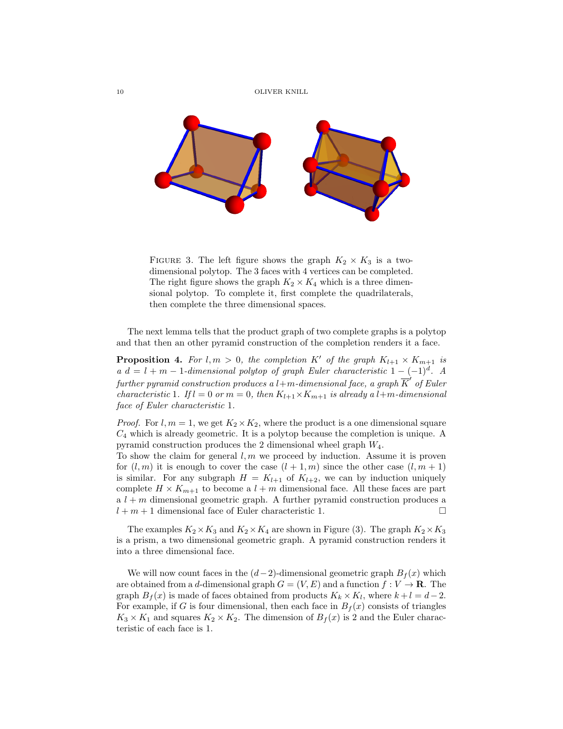FIGURE 3. The left figure shows the graph $K_2 \times K_3$ is a two-dimensional polytop. The 3 faces with 4 vertices can be completed. The right figure shows the graph $K_2 \times K_4$ which is a three dimensional polytop. To complete it, first complete the quadrilaterals, then complete the three dimensional spaces.

The next lemma tells that the product graph of two complete graphs is a polytop and that then an other pyramid construction of the completion renders it a face.

**Proposition 4.** *For $l, m > 0$, the completion $K'$ of the graph $K_{l+1} \times K_{m+1}$ is a $d = l + m - 1$-dimensional polytop of graph Euler characteristic $1 - (-1)^d$. A further pyramid construction produces a $l+m$-dimensional face, a graph $\overline{K}'$ of Euler characteristic 1. If $l = 0$ or $m = 0$, then $K_{l+1} \times K_{m+1}$ is already a $l+m$-dimensional face of Euler characteristic 1.*

*Proof.* For $l, m = 1$, we get $K_2 \times K_2$, where the product is a one dimensional square $C_4$ which is already geometric. It is a polytop because the completion is unique. A pyramid construction produces the 2 dimensional wheel graph $W_4$.
To show the claim for general $l, m$ we proceed by induction. Assume it is proven for $(l, m)$ it is enough to cover the case $(l + 1, m)$ since the other case $(l, m + 1)$ is similar. For any subgraph $H = K_{l+1}$ of $K_{l+2}$, we can by induction uniquely complete $H \times K_{m+1}$ to become a $l + m$ dimensional face. All these faces are part a $l + m$ dimensional geometric graph. A further pyramid construction produces a $l + m + 1$ dimensional face of Euler characteristic 1. □

The examples $K_2 \times K_3$ and $K_2 \times K_4$ are shown in Figure (3). The graph $K_2 \times K_3$ is a prism, a two dimensional geometric graph. A pyramid construction renders it into a three dimensional face.

We will now count faces in the $(d-2)$-dimensional geometric graph $B_f(x)$ which are obtained from a $d$-dimensional graph $G = (V, E)$ and a function $f : V \to \mathbf{R}$. The graph $B_f(x)$ is made of faces obtained from products $K_k \times K_l$, where $k + l = d - 2$. For example, if $G$ is four dimensional, then each face in $B_f(x)$ consists of triangles $K_3 \times K_1$ and squares $K_2 \times K_2$. The dimension of $B_f(x)$ is 2 and the Euler characteristic of each face is 1.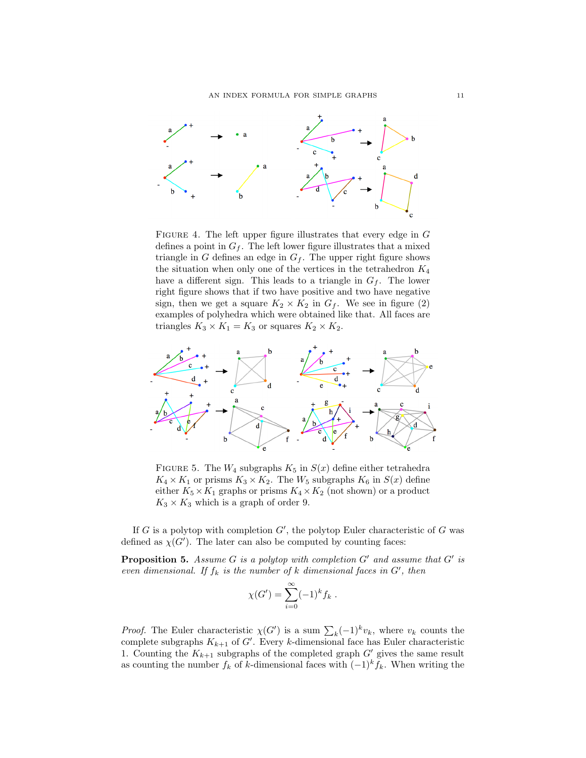FIGURE 4. The left upper figure illustrates that every edge in $G$ defines a point in $G_f$. The left lower figure illustrates that a mixed triangle in $G$ defines an edge in $G_f$. The upper right figure shows the situation when only one of the vertices in the tetrahedron $K_4$ have a different sign. This leads to a triangle in $G_f$. The lower right figure shows that if two have positive and two have negative sign, then we get a square $K_2 \times K_2$ in $G_f$. We see in figure (2) examples of polyhedra which were obtained like that. All faces are triangles $K_3 \times K_1 = K_3$ or squares $K_2 \times K_2$.

FIGURE 5. The $W_4$ subgraphs $K_5$ in $S(x)$ define either tetrahedra $K_4 \times K_1$ or prisms $K_3 \times K_2$. The $W_5$ subgraphs $K_6$ in $S(x)$ define either $K_5 \times K_1$ graphs or prisms $K_4 \times K_2$ (not shown) or a product $K_3 \times K_3$ which is a graph of order 9.

If $G$ is a polytop with completion $G'$, the polytop Euler characteristic of $G$ was defined as $\chi(G')$. The later can also be computed by counting faces:

**Proposition 5.** *Assume $G$ is a polytop with completion $G'$ and assume that $G'$ is even dimensional. If $f_k$ is the number of $k$ dimensional faces in $G'$, then*

$$\chi(G') = \sum_{i=0}^{\infty} (-1)^k f_k \ .$$

*Proof.* The Euler characteristic $\chi(G')$ is a sum $\sum_k (-1)^k v_k$, where $v_k$ counts the complete subgraphs $K_{k+1}$ of $G'$. Every $k$-dimensional face has Euler characteristic 1. Counting the $K_{k+1}$ subgraphs of the completed graph $G'$ gives the same result as counting the number $f_k$ of $k$-dimensional faces with $(-1)^k f_k$. When writing the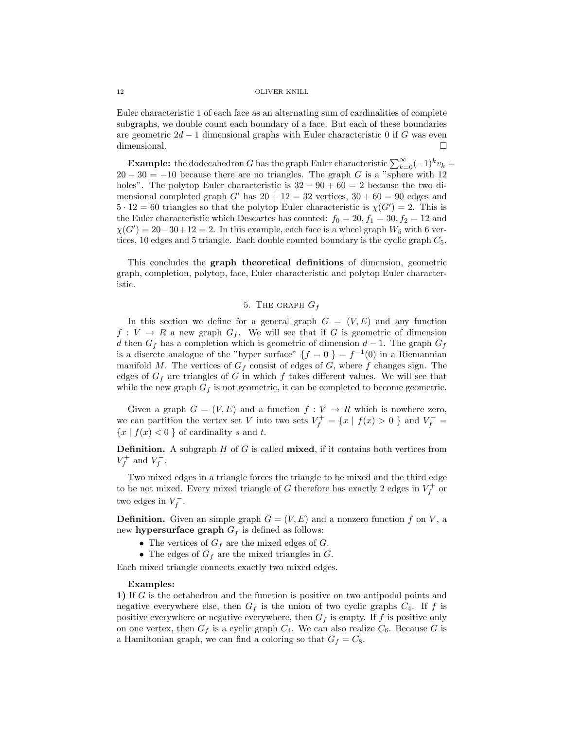Euler characteristic 1 of each face as an alternating sum of cardinalities of complete subgraphs, we double count each boundary of a face. But each of these boundaries are geometric $2d-1$ dimensional graphs with Euler characteristic 0 if $G$ was even dimensional. $\square$

**Example:** the dodecahedron $G$ has the graph Euler characteristic $\sum_{k=0}^{\infty}(-1)^k v_k = 20 - 30 = -10$ because there are no triangles. The graph $G$ is a "sphere with 12 holes". The polytop Euler characteristic is $32 - 90 + 60 = 2$ because the two dimensional completed graph $G'$ has $20 + 12 = 32$ vertices, $30 + 60 = 90$ edges and $5 \cdot 12 = 60$ triangles so that the polytop Euler characteristic is $\chi(G') = 2$. This is the Euler characteristic which Descartes has counted: $f_0 = 20, f_1 = 30, f_2 = 12$ and $\chi(G') = 20-30+12 = 2$. In this example, each face is a wheel graph $W_5$ with 6 vertices, 10 edges and 5 triangle. Each double counted boundary is the cyclic graph $C_5$.

This concludes the **graph theoretical definitions** of dimension, geometric graph, completion, polytop, face, Euler characteristic and polytop Euler characteristic.

## 5. The graph $G_f$

In this section we define for a general graph $G = (V, E)$ and any function $f : V \to R$ a new graph $G_f$. We will see that if $G$ is geometric of dimension $d$ then $G_f$ has a completion which is geometric of dimension $d-1$. The graph $G_f$ is a discrete analogue of the "hyper surface" $\{f = 0\} = f^{-1}(0)$ in a Riemannian manifold $M$. The vertices of $G_f$ consist of edges of $G$, where $f$ changes sign. The edges of $G_f$ are triangles of $G$ in which $f$ takes different values. We will see that while the new graph $G_f$ is not geometric, it can be completed to become geometric.

Given a graph $G = (V, E)$ and a function $f : V \to R$ which is nowhere zero, we can partition the vertex set $V$ into two sets $V_f^+ = \{x \mid f(x) > 0\}$ and $V_f^- = \{x \mid f(x) < 0\}$ of cardinality $s$ and $t$.

**Definition.** A subgraph $H$ of $G$ is called **mixed**, if it contains both vertices from $V_f^+$ and $V_f^-$.

Two mixed edges in a triangle forces the triangle to be mixed and the third edge to be not mixed. Every mixed triangle of $G$ therefore has exactly 2 edges in $V_f^+$ or two edges in $V_f^-$.

**Definition.** Given an simple graph $G = (V, E)$ and a nonzero function $f$ on $V$, a new **hypersurface graph** $G_f$ is defined as follows:

- The vertices of $G_f$ are the mixed edges of $G$.
- The edges of $G_f$ are the mixed triangles in $G$.

Each mixed triangle connects exactly two mixed edges.

**Examples:**
**1)** If $G$ is the octahedron and the function is positive on two antipodal points and negative everywhere else, then $G_f$ is the union of two cyclic graphs $C_4$. If $f$ is positive everywhere or negative everywhere, then $G_f$ is empty. If $f$ is positive only on one vertex, then $G_f$ is a cyclic graph $C_4$. We can also realize $C_6$. Because $G$ is a Hamiltonian graph, we can find a coloring so that $G_f = C_8$.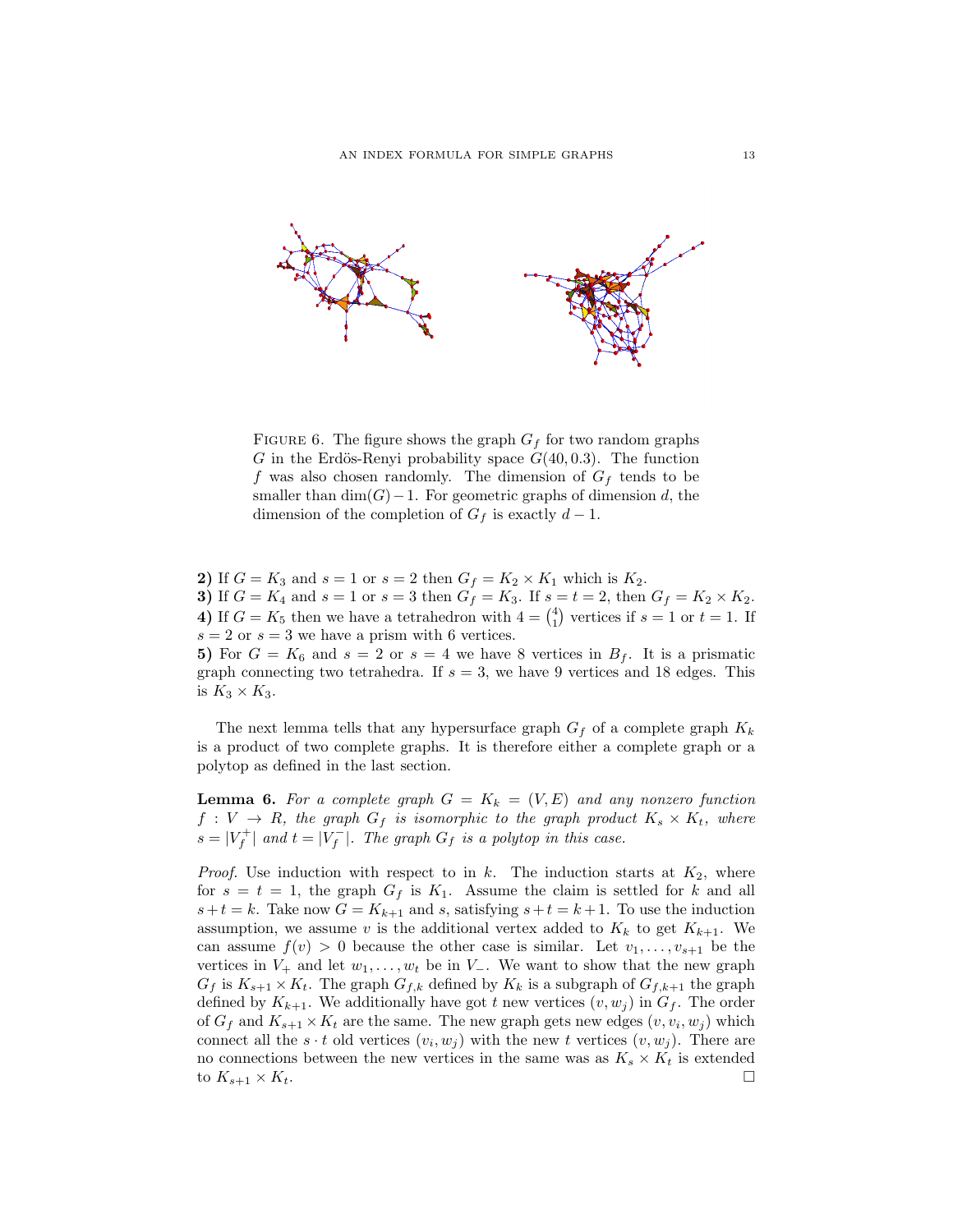FIGURE 6. The figure shows the graph $G_f$ for two random graphs $G$ in the Erdös-Renyi probability space $G(40, 0.3)$. The function $f$ was also chosen randomly. The dimension of $G_f$ tends to be smaller than $\dim(G)-1$. For geometric graphs of dimension $d$, the dimension of the completion of $G_f$ is exactly $d-1$.

**2)** If $G = K_3$ and $s = 1$ or $s = 2$ then $G_f = K_2 \times K_1$ which is $K_2$.
**3)** If $G = K_4$ and $s = 1$ or $s = 3$ then $G_f = K_3$. If $s = t = 2$, then $G_f = K_2 \times K_2$.
**4)** If $G = K_5$ then we have a tetrahedron with $4 = \binom{4}{1}$ vertices if $s = 1$ or $t = 1$. If $s = 2$ or $s = 3$ we have a prism with 6 vertices.
**5)** For $G = K_6$ and $s = 2$ or $s = 4$ we have 8 vertices in $B_f$. It is a prismatic graph connecting two tetrahedra. If $s = 3$, we have 9 vertices and 18 edges. This is $K_3 \times K_3$.

The next lemma tells that any hypersurface graph $G_f$ of a complete graph $K_k$ is a product of two complete graphs. It is therefore either a complete graph or a polytop as defined in the last section.

**Lemma 6.** *For a complete graph $G = K_k = (V, E)$ and any nonzero function $f : V \to R$, the graph $G_f$ is isomorphic to the graph product $K_s \times K_t$, where $s = |V_f^+|$ and $t = |V_f^-|$. The graph $G_f$ is a polytop in this case.*

*Proof.* Use induction with respect to in $k$. The induction starts at $K_2$, where for $s = t = 1$, the graph $G_f$ is $K_1$. Assume the claim is settled for $k$ and all $s+t = k$. Take now $G = K_{k+1}$ and $s$, satisfying $s+t = k+1$. To use the induction assumption, we assume $v$ is the additional vertex added to $K_k$ to get $K_{k+1}$. We can assume $f(v) > 0$ because the other case is similar. Let $v_1, \dots, v_{s+1}$ be the vertices in $V_+$ and let $w_1, \dots, w_t$ be in $V_-$. We want to show that the new graph $G_f$ is $K_{s+1} \times K_t$. The graph $G_{f,k}$ defined by $K_k$ is a subgraph of $G_{f,k+1}$ the graph defined by $K_{k+1}$. We additionally have got $t$ new vertices $(v, w_j)$ in $G_f$. The order of $G_f$ and $K_{s+1} \times K_t$ are the same. The new graph gets new edges $(v, v_i, w_j)$ which connect all the $s \cdot t$ old vertices $(v_i, w_j)$ with the new $t$ vertices $(v, w_j)$. There are no connections between the new vertices in the same was as $K_s \times K_t$ is extended to $K_{s+1} \times K_t$. $\square$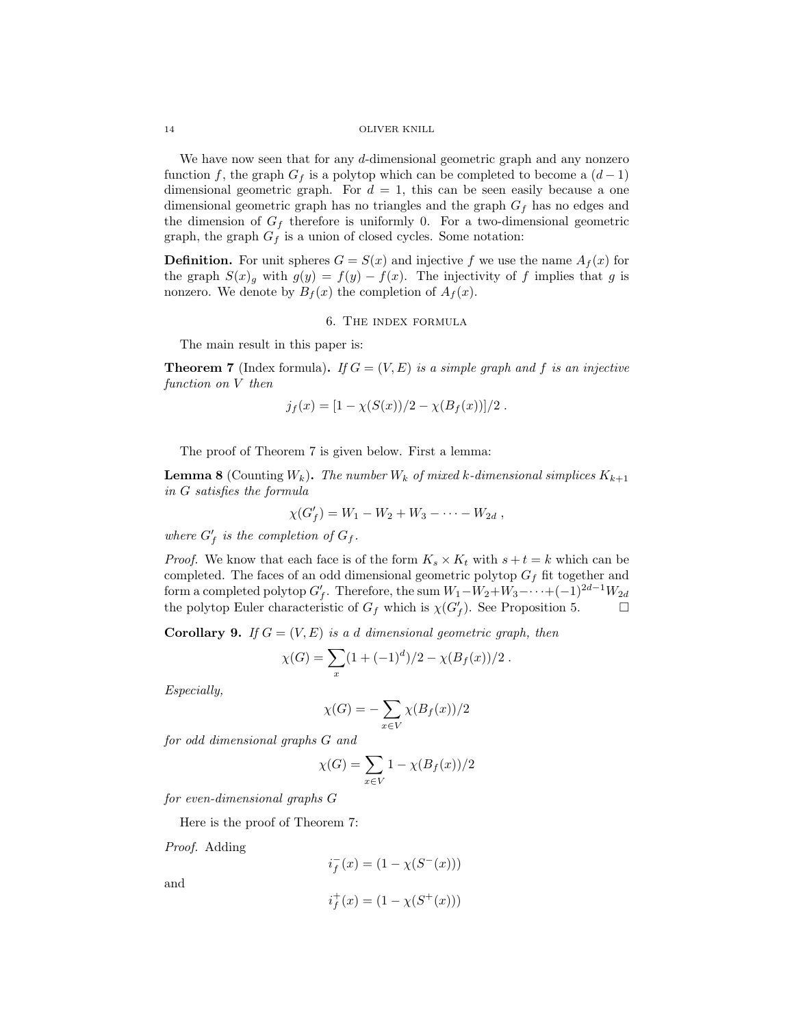We have now seen that for any $d$-dimensional geometric graph and any nonzero function $f$, the graph $G_f$ is a polytop which can be completed to become a $(d-1)$ dimensional geometric graph. For $d = 1$, this can be seen easily because a one dimensional geometric graph has no triangles and the graph $G_f$ has no edges and the dimension of $G_f$ therefore is uniformly 0. For a two-dimensional geometric graph, the graph $G_f$ is a union of closed cycles. Some notation:

**Definition.** For unit spheres $G = S(x)$ and injective $f$ we use the name $A_f(x)$ for the graph $S(x)_g$ with $g(y) = f(y) - f(x)$. The injectivity of $f$ implies that $g$ is nonzero. We denote by $B_f(x)$ the completion of $A_f(x)$.

## 6. The index formula

The main result in this paper is:

**Theorem 7** (Index formula)**.** *If $G = (V, E)$ is a simple graph and $f$ is an injective function on $V$ then*

$$j_f(x) = [1 - \chi(S(x))/2 - \chi(B_f(x))]/2 .$$

The proof of Theorem 7 is given below. First a lemma:

**Lemma 8** (Counting $W_k$)**.** *The number $W_k$ of mixed $k$-dimensional simplices $K_{k+1}$ in $G$ satisfies the formula*

$$\chi(G'_f) = W_1 - W_2 + W_3 - \cdots - W_{2d} ,$$

*where $G'_f$ is the completion of $G_f$.*

*Proof.* We know that each face is of the form $K_s \times K_t$ with $s + t = k$ which can be completed. The faces of an odd dimensional geometric polytop $G_f$ fit together and form a completed polytop $G'_f$. Therefore, the sum $W_1 - W_2 + W_3 - \cdots + (-1)^{2d-1} W_{2d}$ the polytop Euler characteristic of $G_f$ which is $\chi(G'_f)$. See Proposition 5. $\square$

**Corollary 9.** *If $G = (V, E)$ is a $d$ dimensional geometric graph, then*

$$\chi(G) = \sum_x (1 + (-1)^d)/2 - \chi(B_f(x))/2 .$$

*Especially,*

$$\chi(G) = -\sum_{x \in V} \chi(B_f(x))/2$$

*for odd dimensional graphs $G$ and*

$$\chi(G) = \sum_{x \in V} 1 - \chi(B_f(x))/2$$

*for even-dimensional graphs $G$*

Here is the proof of Theorem 7:

*Proof.* Adding

$$i^-_f(x) = (1 - \chi(S^-(x)))$$

and

$$i^+_f(x) = (1 - \chi(S^+(x)))$$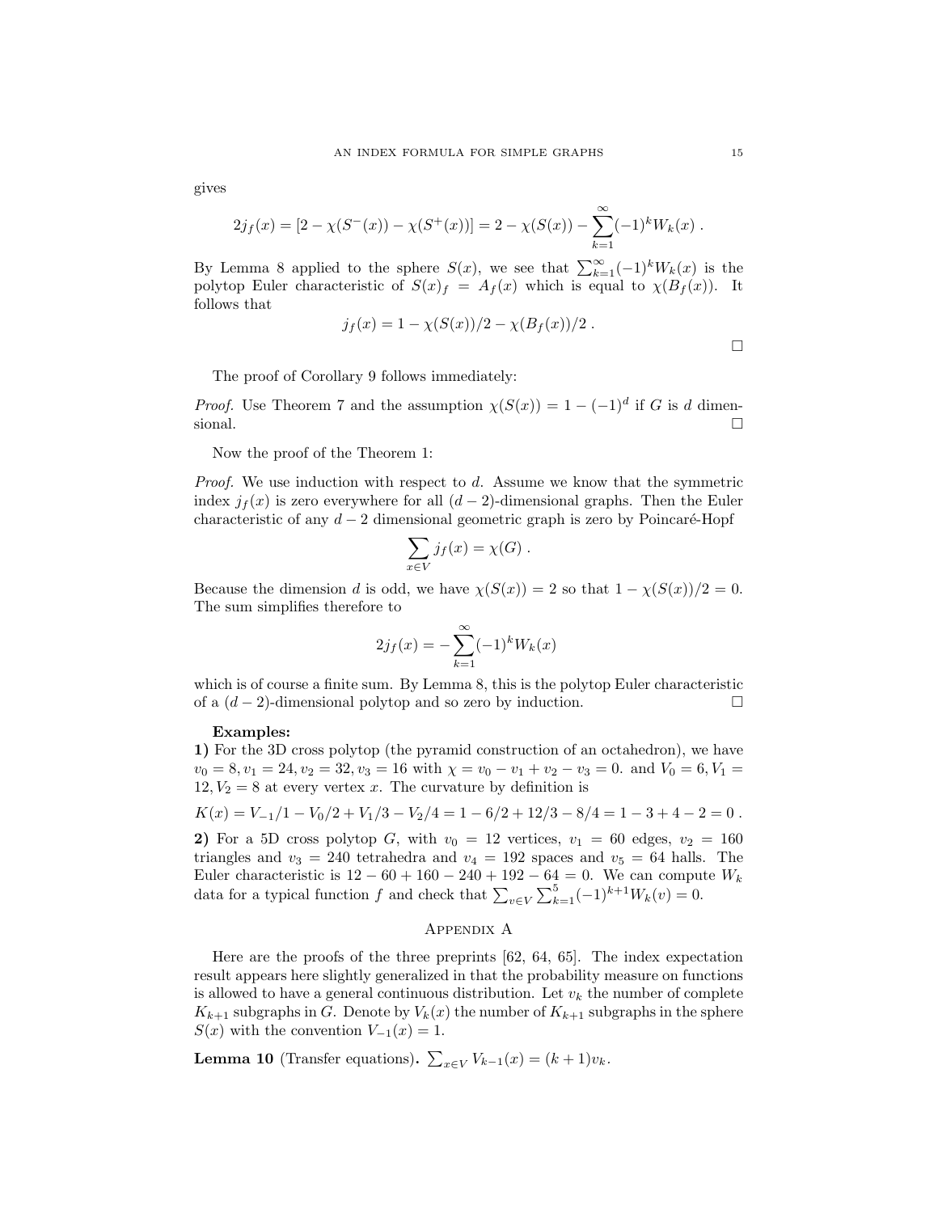gives

$$2j_f(x) = [2 - \chi(S^-(x)) - \chi(S^+(x))] = 2 - \chi(S(x)) - \sum_{k=1}^{\infty} (-1)^k W_k(x) .$$

By Lemma 8 applied to the sphere $S(x)$, we see that $\sum_{k=1}^{\infty} (-1)^k W_k(x)$ is the polytop Euler characteristic of $S(x)_f = A_f(x)$ which is equal to $\chi(B_f(x))$. It follows that

$$j_f(x) = 1 - \chi(S(x))/2 - \chi(B_f(x))/2 .$$

□

The proof of Corollary 9 follows immediately:

*Proof.* Use Theorem 7 and the assumption $\chi(S(x)) = 1 - (-1)^d$ if $G$ is $d$ dimensional. □

Now the proof of the Theorem 1:

*Proof.* We use induction with respect to $d$. Assume we know that the symmetric index $j_f(x)$ is zero everywhere for all $(d-2)$-dimensional graphs. Then the Euler characteristic of any $d-2$ dimensional geometric graph is zero by Poincaré-Hopf

$$\sum_{x \in V} j_f(x) = \chi(G) .$$

Because the dimension $d$ is odd, we have $\chi(S(x)) = 2$ so that $1 - \chi(S(x))/2 = 0$. The sum simplifies therefore to

$$2j_f(x) = -\sum_{k=1}^{\infty} (-1)^k W_k(x)$$

which is of course a finite sum. By Lemma 8, this is the polytop Euler characteristic of a $(d-2)$-dimensional polytop and so zero by induction. □

**Examples:**

**1)** For the 3D cross polytop (the pyramid construction of an octahedron), we have $v_0 = 8, v_1 = 24, v_2 = 32, v_3 = 16$ with $\chi = v_0 - v_1 + v_2 - v_3 = 0$. and $V_0 = 6, V_1 = 12, V_2 = 8$ at every vertex $x$. The curvature by definition is

$$K(x) = V_{-1}/1 - V_0/2 + V_1/3 - V_2/4 = 1 - 6/2 + 12/3 - 8/4 = 1 - 3 + 4 - 2 = 0 .$$

**2)** For a 5D cross polytop $G$, with $v_0 = 12$ vertices, $v_1 = 60$ edges, $v_2 = 160$ triangles and $v_3 = 240$ tetrahedra and $v_4 = 192$ spaces and $v_5 = 64$ halls. The Euler characteristic is $12 - 60 + 160 - 240 + 192 - 64 = 0$. We can compute $W_k$ data for a typical function $f$ and check that $\sum_{v \in V} \sum_{k=1}^{5} (-1)^{k+1} W_k(v) = 0$.

## Appendix A

Here are the proofs of the three preprints [62, 64, 65]. The index expectation result appears here slightly generalized in that the probability measure on functions is allowed to have a general continuous distribution. Let $v_k$ the number of complete $K_{k+1}$ subgraphs in $G$. Denote by $V_k(x)$ the number of $K_{k+1}$ subgraphs in the sphere $S(x)$ with the convention $V_{-1}(x) = 1$.

**Lemma 10** (Transfer equations)**.** $\sum_{x \in V} V_{k-1}(x) = (k+1)v_k$.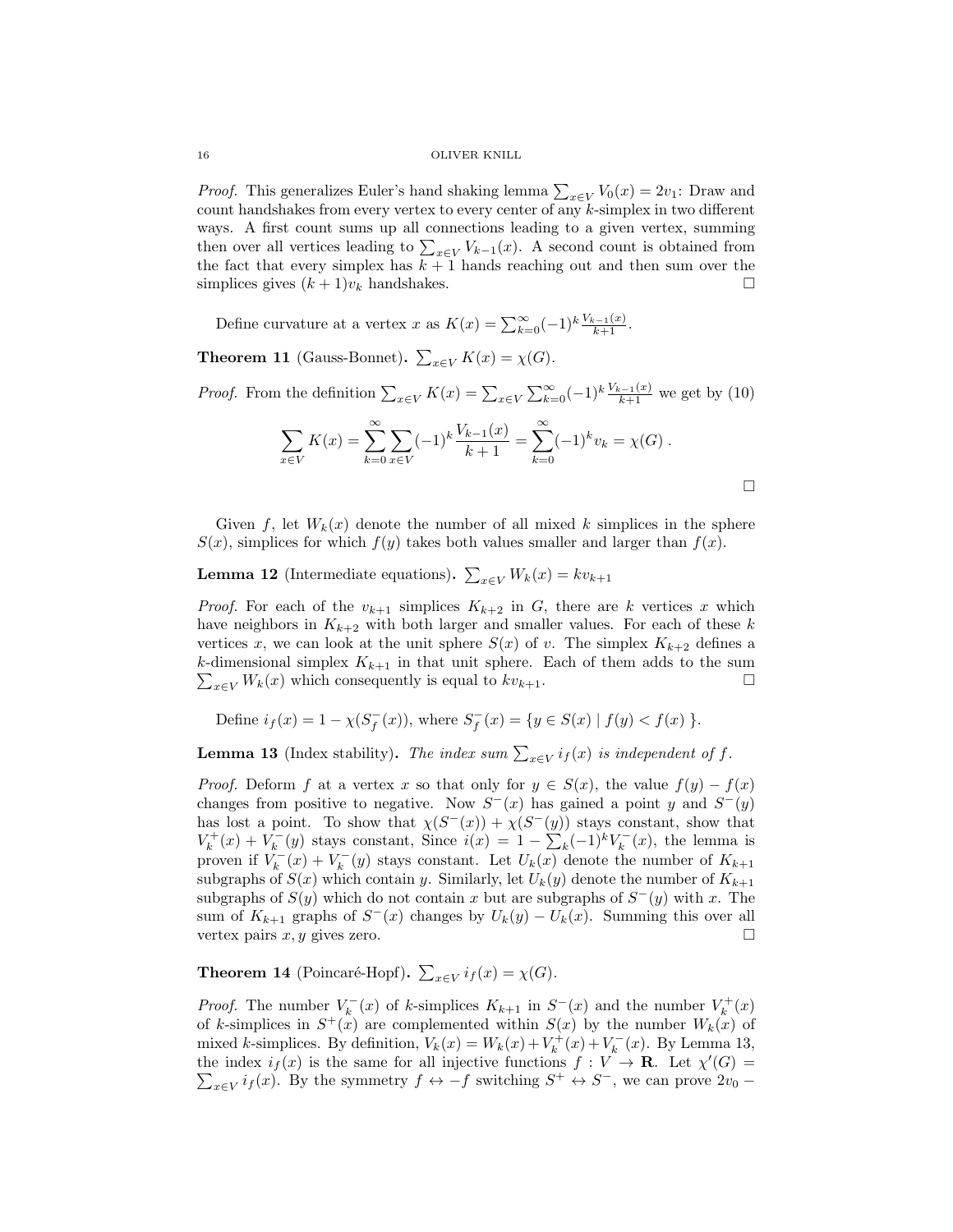*Proof.* This generalizes Euler's hand shaking lemma $\sum_{x \in V} V_0(x) = 2v_1$: Draw and count handshakes from every vertex to every center of any $k$-simplex in two different ways. A first count sums up all connections leading to a given vertex, summing then over all vertices leading to $\sum_{x \in V} V_{k-1}(x)$. A second count is obtained from the fact that every simplex has $k+1$ hands reaching out and then sum over the simplices gives $(k+1)v_k$ handshakes. ☐

Define curvature at a vertex $x$ as $K(x) = \sum_{k=0}^{\infty} (-1)^k \frac{V_{k-1}(x)}{k+1}$.

**Theorem 11** (Gauss-Bonnet). $\sum_{x \in V} K(x) = \chi(G)$.

*Proof.* From the definition $\sum_{x \in V} K(x) = \sum_{x \in V} \sum_{k=0}^{\infty} (-1)^k \frac{V_{k-1}(x)}{k+1}$ we get by (10)

$$\sum_{x \in V} K(x) = \sum_{k=0}^{\infty} \sum_{x \in V} (-1)^k \frac{V_{k-1}(x)}{k+1} = \sum_{k=0}^{\infty} (-1)^k v_k = \chi(G) \; .$$

☐

Given $f$, let $W_k(x)$ denote the number of all mixed $k$ simplices in the sphere $S(x)$, simplices for which $f(y)$ takes both values smaller and larger than $f(x)$.

**Lemma 12** (Intermediate equations). $\sum_{x \in V} W_k(x) = k v_{k+1}$

*Proof.* For each of the $v_{k+1}$ simplices $K_{k+2}$ in $G$, there are $k$ vertices $x$ which have neighbors in $K_{k+2}$ with both larger and smaller values. For each of these $k$ vertices $x$, we can look at the unit sphere $S(x)$ of $v$. The simplex $K_{k+2}$ defines a $k$-dimensional simplex $K_{k+1}$ in that unit sphere. Each of them adds to the sum $\sum_{x \in V} W_k(x)$ which consequently is equal to $k v_{k+1}$. ☐

Define $i_f(x) = 1 - \chi(S_f^-(x))$, where $S_f^-(x) = \{ y \in S(x) \mid f(y) < f(x) \}$.

**Lemma 13** (Index stability). *The index sum $\sum_{x \in V} i_f(x)$ is independent of $f$.*

*Proof.* Deform $f$ at a vertex $x$ so that only for $y \in S(x)$, the value $f(y) - f(x)$ changes from positive to negative. Now $S^-(x)$ has gained a point $y$ and $S^-(y)$ has lost a point. To show that $\chi(S^-(x)) + \chi(S^-(y))$ stays constant, show that $V_k^+(x) + V_k^-(y)$ stays constant, Since $i(x) = 1 - \sum_k (-1)^k V_k^-(x)$, the lemma is proven if $V_k^-(x) + V_k^-(y)$ stays constant. Let $U_k(x)$ denote the number of $K_{k+1}$ subgraphs of $S(x)$ which contain $y$. Similarly, let $U_k(y)$ denote the number of $K_{k+1}$ subgraphs of $S(y)$ which do not contain $x$ but are subgraphs of $S^-(y)$ with $x$. The sum of $K_{k+1}$ graphs of $S^-(x)$ changes by $U_k(y) - U_k(x)$. Summing this over all vertex pairs $x, y$ gives zero. ☐

**Theorem 14** (Poincaré-Hopf). $\sum_{x \in V} i_f(x) = \chi(G)$.

*Proof.* The number $V_k^-(x)$ of $k$-simplices $K_{k+1}$ in $S^-(x)$ and the number $V_k^+(x)$ of $k$-simplices in $S^+(x)$ are complemented within $S(x)$ by the number $W_k(x)$ of mixed $k$-simplices. By definition, $V_k(x) = W_k(x) + V_k^+(x) + V_k^-(x)$. By Lemma 13, the index $i_f(x)$ is the same for all injective functions $f : V \to \mathbf{R}$. Let $\chi'(G) = \sum_{x \in V} i_f(x)$. By the symmetry $f \leftrightarrow -f$ switching $S^+ \leftrightarrow S^-$, we can prove $2v_0 -$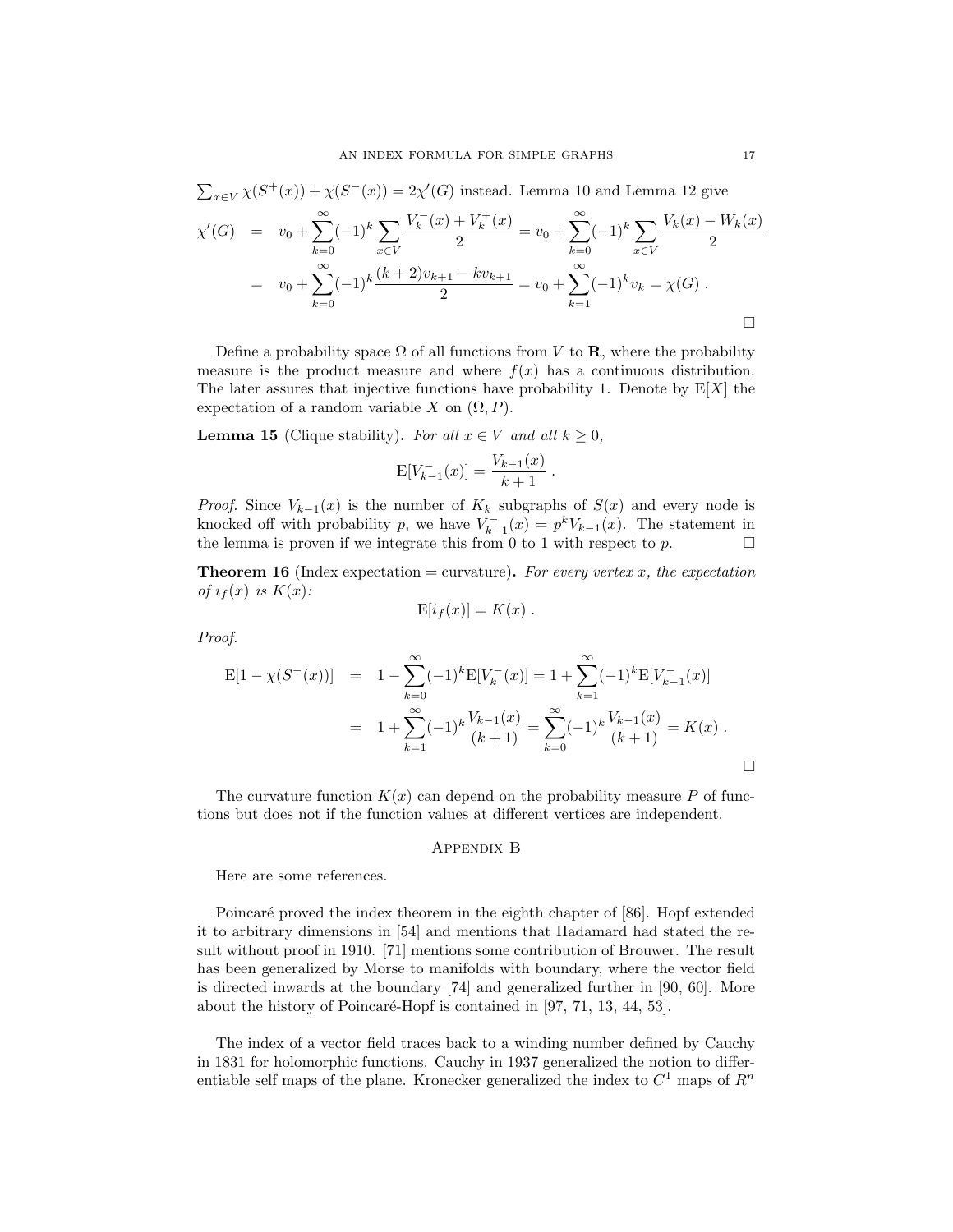$\sum_{x \in V} \chi(S^+(x)) + \chi(S^-(x)) = 2\chi'(G)$ instead. Lemma 10 and Lemma 12 give

$$
\begin{aligned}
\chi'(G) &= v_0 + \sum_{k=0}^{\infty} (-1)^k \sum_{x \in V} \frac{V_k^-(x) + V_k^+(x)}{2} = v_0 + \sum_{k=0}^{\infty} (-1)^k \sum_{x \in V} \frac{V_k(x) - W_k(x)}{2} \\
&= v_0 + \sum_{k=0}^{\infty} (-1)^k \frac{(k+2)v_{k+1} - k v_{k+1}}{2} = v_0 + \sum_{k=1}^{\infty} (-1)^k v_k = \chi(G) .
\end{aligned}
$$

□

Define a probability space $\Omega$ of all functions from $V$ to $\mathbf{R}$, where the probability measure is the product measure and where $f(x)$ has a continuous distribution. The later assures that injective functions have probability 1. Denote by $\mathrm{E}[X]$ the expectation of a random variable $X$ on $(\Omega, P)$.

**Lemma 15** (Clique stability)**.** *For all $x \in V$ and all $k \geq 0$,*

$$\mathrm{E}[V_{k-1}^-(x)] = \frac{V_{k-1}(x)}{k+1} .$$

*Proof.* Since $V_{k-1}(x)$ is the number of $K_k$ subgraphs of $S(x)$ and every node is knocked off with probability $p$, we have $V_{k-1}^-(x) = p^k V_{k-1}(x)$. The statement in the lemma is proven if we integrate this from 0 to 1 with respect to $p$. □

**Theorem 16** (Index expectation = curvature)**.** *For every vertex $x$, the expectation of $i_f(x)$ is $K(x)$:*

$$\mathrm{E}[i_f(x)] = K(x) .$$

*Proof.*

$$
\begin{aligned}
\mathrm{E}[1 - \chi(S^-(x))] &= 1 - \sum_{k=0}^{\infty} (-1)^k \mathrm{E}[V_k^-(x)] = 1 + \sum_{k=1}^{\infty} (-1)^k \mathrm{E}[V_{k-1}^-(x)] \\
&= 1 + \sum_{k=1}^{\infty} (-1)^k \frac{V_{k-1}(x)}{(k+1)} = \sum_{k=0}^{\infty} (-1)^k \frac{V_{k-1}(x)}{(k+1)} = K(x) .
\end{aligned}
$$

□

The curvature function $K(x)$ can depend on the probability measure $P$ of functions but does not if the function values at different vertices are independent.

## Appendix B

Here are some references.

Poincaré proved the index theorem in the eighth chapter of [86]. Hopf extended it to arbitrary dimensions in [54] and mentions that Hadamard had stated the result without proof in 1910. [71] mentions some contribution of Brouwer. The result has been generalized by Morse to manifolds with boundary, where the vector field is directed inwards at the boundary [74] and generalized further in [90, 60]. More about the history of Poincaré-Hopf is contained in [97, 71, 13, 44, 53].

The index of a vector field traces back to a winding number defined by Cauchy in 1831 for holomorphic functions. Cauchy in 1937 generalized the notion to differentiable self maps of the plane. Kronecker generalized the index to $C^1$ maps of $R^n$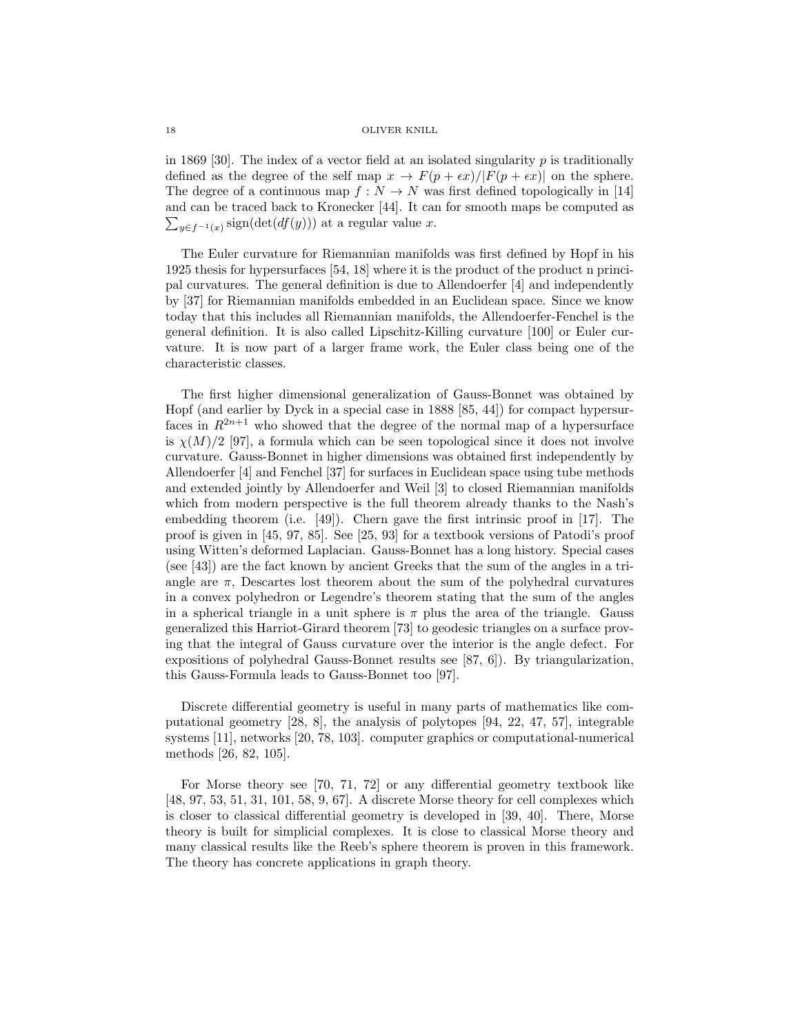in 1869 [30]. The index of a vector field at an isolated singularity $p$ is traditionally defined as the degree of the self map $x \to F(p+\epsilon x)/|F(p+\epsilon x)|$ on the sphere. The degree of a continuous map $f : N \to N$ was first defined topologically in [14] and can be traced back to Kronecker [44]. It can for smooth maps be computed as $\sum_{y \in f^{-1}(x)} \text{sign}(\det(df(y)))$ at a regular value $x$.

The Euler curvature for Riemannian manifolds was first defined by Hopf in his 1925 thesis for hypersurfaces [54, 18] where it is the product of the product n principal curvatures. The general definition is due to Allendoerfer [4] and independently by [37] for Riemannian manifolds embedded in an Euclidean space. Since we know today that this includes all Riemannian manifolds, the Allendoerfer-Fenchel is the general definition. It is also called Lipschitz-Killing curvature [100] or Euler curvature. It is now part of a larger frame work, the Euler class being one of the characteristic classes.

The first higher dimensional generalization of Gauss-Bonnet was obtained by Hopf (and earlier by Dyck in a special case in 1888 [85, 44]) for compact hypersurfaces in $R^{2n+1}$ who showed that the degree of the normal map of a hypersurface is $\chi(M)/2$ [97], a formula which can be seen topological since it does not involve curvature. Gauss-Bonnet in higher dimensions was obtained first independently by Allendoerfer [4] and Fenchel [37] for surfaces in Euclidean space using tube methods and extended jointly by Allendoerfer and Weil [3] to closed Riemannian manifolds which from modern perspective is the full theorem already thanks to the Nash's embedding theorem (i.e. [49]). Chern gave the first intrinsic proof in [17]. The proof is given in [45, 97, 85]. See [25, 93] for a textbook versions of Patodi's proof using Witten's deformed Laplacian. Gauss-Bonnet has a long history. Special cases (see [43]) are the fact known by ancient Greeks that the sum of the angles in a triangle are $\pi$, Descartes lost theorem about the sum of the polyhedral curvatures in a convex polyhedron or Legendre's theorem stating that the sum of the angles in a spherical triangle in a unit sphere is $\pi$ plus the area of the triangle. Gauss generalized this Harriot-Girard theorem [73] to geodesic triangles on a surface proving that the integral of Gauss curvature over the interior is the angle defect. For expositions of polyhedral Gauss-Bonnet results see [87, 6]). By triangularization, this Gauss-Formula leads to Gauss-Bonnet too [97].

Discrete differential geometry is useful in many parts of mathematics like computational geometry [28, 8], the analysis of polytopes [94, 22, 47, 57], integrable systems [11], networks [20, 78, 103]. computer graphics or computational-numerical methods [26, 82, 105].

For Morse theory see [70, 71, 72] or any differential geometry textbook like [48, 97, 53, 51, 31, 101, 58, 9, 67]. A discrete Morse theory for cell complexes which is closer to classical differential geometry is developed in [39, 40]. There, Morse theory is built for simplicial complexes. It is close to classical Morse theory and many classical results like the Reeb's sphere theorem is proven in this framework. The theory has concrete applications in graph theory.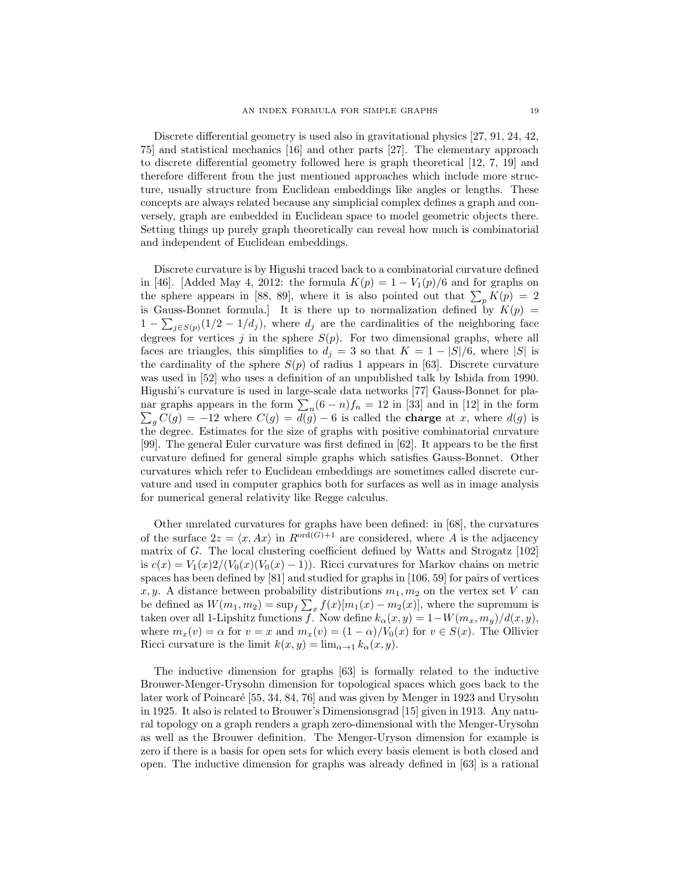Discrete differential geometry is used also in gravitational physics [27, 91, 24, 42, 75] and statistical mechanics [16] and other parts [27]. The elementary approach to discrete differential geometry followed here is graph theoretical [12, 7, 19] and therefore different from the just mentioned approaches which include more structure, usually structure from Euclidean embeddings like angles or lengths. These concepts are always related because any simplicial complex defines a graph and conversely, graph are embedded in Euclidean space to model geometric objects there. Setting things up purely graph theoretically can reveal how much is combinatorial and independent of Euclidean embeddings.

Discrete curvature is by Higushi traced back to a combinatorial curvature defined in [46]. [Added May 4, 2012: the formula $K(p) = 1 - V_1(p)/6$ and for graphs on the sphere appears in [88, 89], where it is also pointed out that $\sum_p K(p) = 2$ is Gauss-Bonnet formula.] It is there up to normalization defined by $K(p) = 1 - \sum_{j \in S(p)} (1/2 - 1/d_j)$, where $d_j$ are the cardinalities of the neighboring face degrees for vertices $j$ in the sphere $S(p)$. For two dimensional graphs, where all faces are triangles, this simplifies to $d_j = 3$ so that $K = 1 - |S|/6$, where $|S|$ is the cardinality of the sphere $S(p)$ of radius 1 appears in [63]. Discrete curvature was used in [52] who uses a definition of an unpublished talk by Ishida from 1990. Higushi's curvature is used in large-scale data networks [77] Gauss-Bonnet for planar graphs appears in the form $\sum_n (6 - n) f_n = 12$ in [33] and in [12] in the form $\sum_g C(g) = -12$ where $C(g) = d(g) - 6$ is called the **charge** at $x$, where $d(g)$ is the degree. Estimates for the size of graphs with positive combinatorial curvature [99]. The general Euler curvature was first defined in [62]. It appears to be the first curvature defined for general simple graphs which satisfies Gauss-Bonnet. Other curvatures which refer to Euclidean embeddings are sometimes called discrete curvature and used in computer graphics both for surfaces as well as in image analysis for numerical general relativity like Regge calculus.

Other unrelated curvatures for graphs have been defined: in [68], the curvatures of the surface $2z = \langle x, Ax \rangle$ in $R^{\mathrm{ord}(G)+1}$ are considered, where $A$ is the adjacency matrix of $G$. The local clustering coefficient defined by Watts and Strogatz [102] is $c(x) = V_1(x)2/(V_0(x)(V_0(x) - 1))$. Ricci curvatures for Markov chains on metric spaces has been defined by [81] and studied for graphs in [106, 59] for pairs of vertices $x, y$. A distance between probability distributions $m_1, m_2$ on the vertex set $V$ can be defined as $W(m_1, m_2) = \sup_f \sum_x f(x)[m_1(x) - m_2(x)]$, where the supremum is taken over all 1-Lipshitz functions $f$. Now define $k_\alpha(x, y) = 1 - W(m_x, m_y)/d(x, y)$, where $m_x(v) = \alpha$ for $v = x$ and $m_x(v) = (1 - \alpha)/V_0(x)$ for $v \in S(x)$. The Ollivier Ricci curvature is the limit $k(x, y) = \lim_{\alpha \to 1} k_\alpha(x, y)$.

The inductive dimension for graphs [63] is formally related to the inductive Brouwer-Menger-Urysohn dimension for topological spaces which goes back to the later work of Poincaré [55, 34, 84, 76] and was given by Menger in 1923 and Urysohn in 1925. It also is related to Brouwer's Dimensionsgrad [15] given in 1913. Any natural topology on a graph renders a graph zero-dimensional with the Menger-Urysohn as well as the Brouwer definition. The Menger-Uryson dimension for example is zero if there is a basis for open sets for which every basis element is both closed and open. The inductive dimension for graphs was already defined in [63] is a rational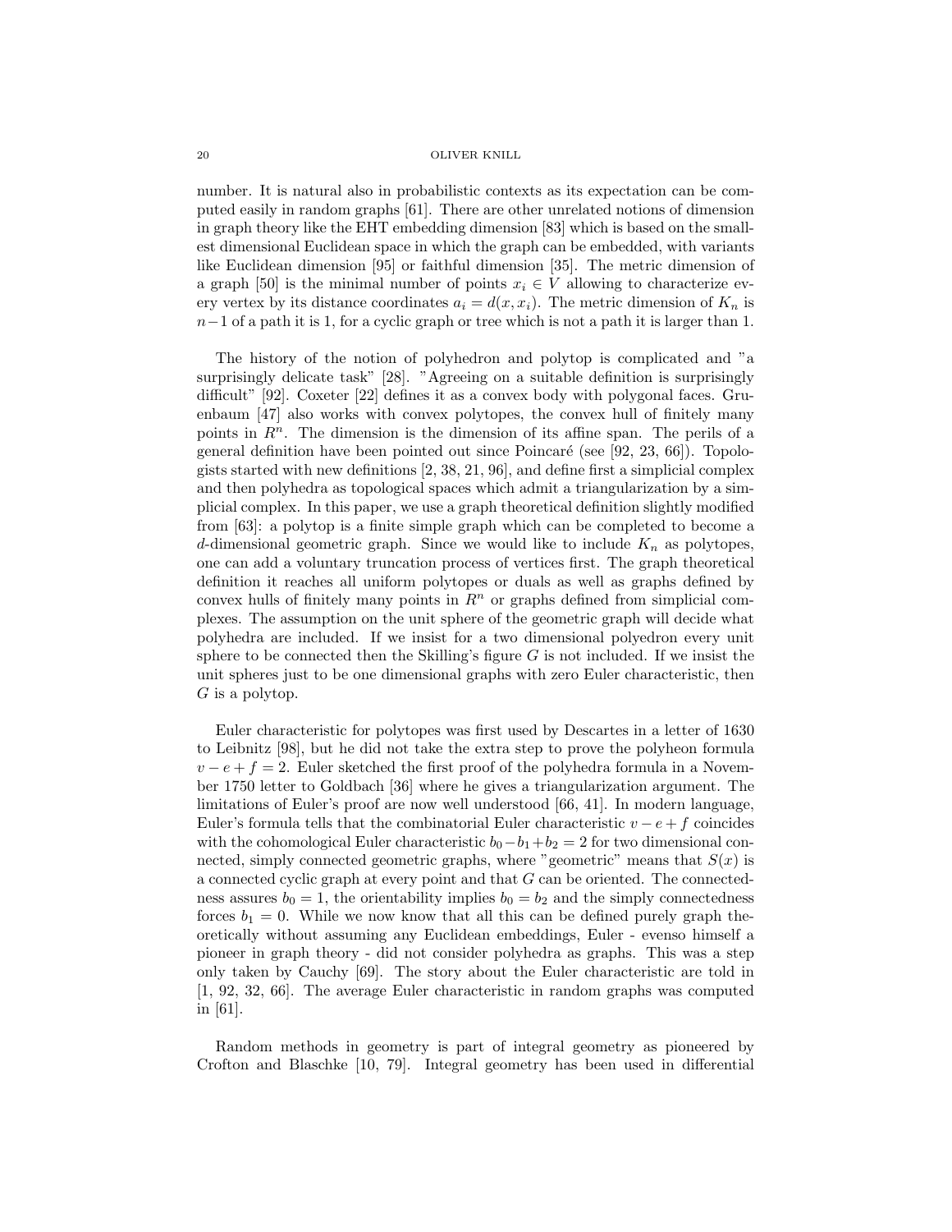number. It is natural also in probabilistic contexts as its expectation can be computed easily in random graphs [61]. There are other unrelated notions of dimension in graph theory like the EHT embedding dimension [83] which is based on the smallest dimensional Euclidean space in which the graph can be embedded, with variants like Euclidean dimension [95] or faithful dimension [35]. The metric dimension of a graph [50] is the minimal number of points $x_i \in V$ allowing to characterize every vertex by its distance coordinates $a_i = d(x, x_i)$. The metric dimension of $K_n$ is $n-1$ of a path it is 1, for a cyclic graph or tree which is not a path it is larger than 1.

The history of the notion of polyhedron and polytop is complicated and "a surprisingly delicate task" [28]. "Agreeing on a suitable definition is surprisingly difficult" [92]. Coxeter [22] defines it as a convex body with polygonal faces. Gruenbaum [47] also works with convex polytopes, the convex hull of finitely many points in $R^n$. The dimension is the dimension of its affine span. The perils of a general definition have been pointed out since Poincaré (see [92, 23, 66]). Topologists started with new definitions [2, 38, 21, 96], and define first a simplicial complex and then polyhedra as topological spaces which admit a triangularization by a simplicial complex. In this paper, we use a graph theoretical definition slightly modified from [63]: a polytop is a finite simple graph which can be completed to become a $d$-dimensional geometric graph. Since we would like to include $K_n$ as polytopes, one can add a voluntary truncation process of vertices first. The graph theoretical definition it reaches all uniform polytopes or duals as well as graphs defined by convex hulls of finitely many points in $R^n$ or graphs defined from simplicial complexes. The assumption on the unit sphere of the geometric graph will decide what polyhedra are included. If we insist for a two dimensional polyedron every unit sphere to be connected then the Skilling's figure $G$ is not included. If we insist the unit spheres just to be one dimensional graphs with zero Euler characteristic, then $G$ is a polytop.

Euler characteristic for polytopes was first used by Descartes in a letter of 1630 to Leibnitz [98], but he did not take the extra step to prove the polyheon formula $v - e + f = 2$. Euler sketched the first proof of the polyhedra formula in a November 1750 letter to Goldbach [36] where he gives a triangularization argument. The limitations of Euler's proof are now well understood [66, 41]. In modern language, Euler's formula tells that the combinatorial Euler characteristic $v - e + f$ coincides with the cohomological Euler characteristic $b_0 - b_1 + b_2 = 2$ for two dimensional connected, simply connected geometric graphs, where "geometric" means that $S(x)$ is a connected cyclic graph at every point and that $G$ can be oriented. The connectedness assures $b_0 = 1$, the orientability implies $b_0 = b_2$ and the simply connectedness forces $b_1 = 0$. While we now know that all this can be defined purely graph theoretically without assuming any Euclidean embeddings, Euler - evenso himself a pioneer in graph theory - did not consider polyhedra as graphs. This was a step only taken by Cauchy [69]. The story about the Euler characteristic are told in [1, 92, 32, 66]. The average Euler characteristic in random graphs was computed in [61].

Random methods in geometry is part of integral geometry as pioneered by Crofton and Blaschke [10, 79]. Integral geometry has been used in differential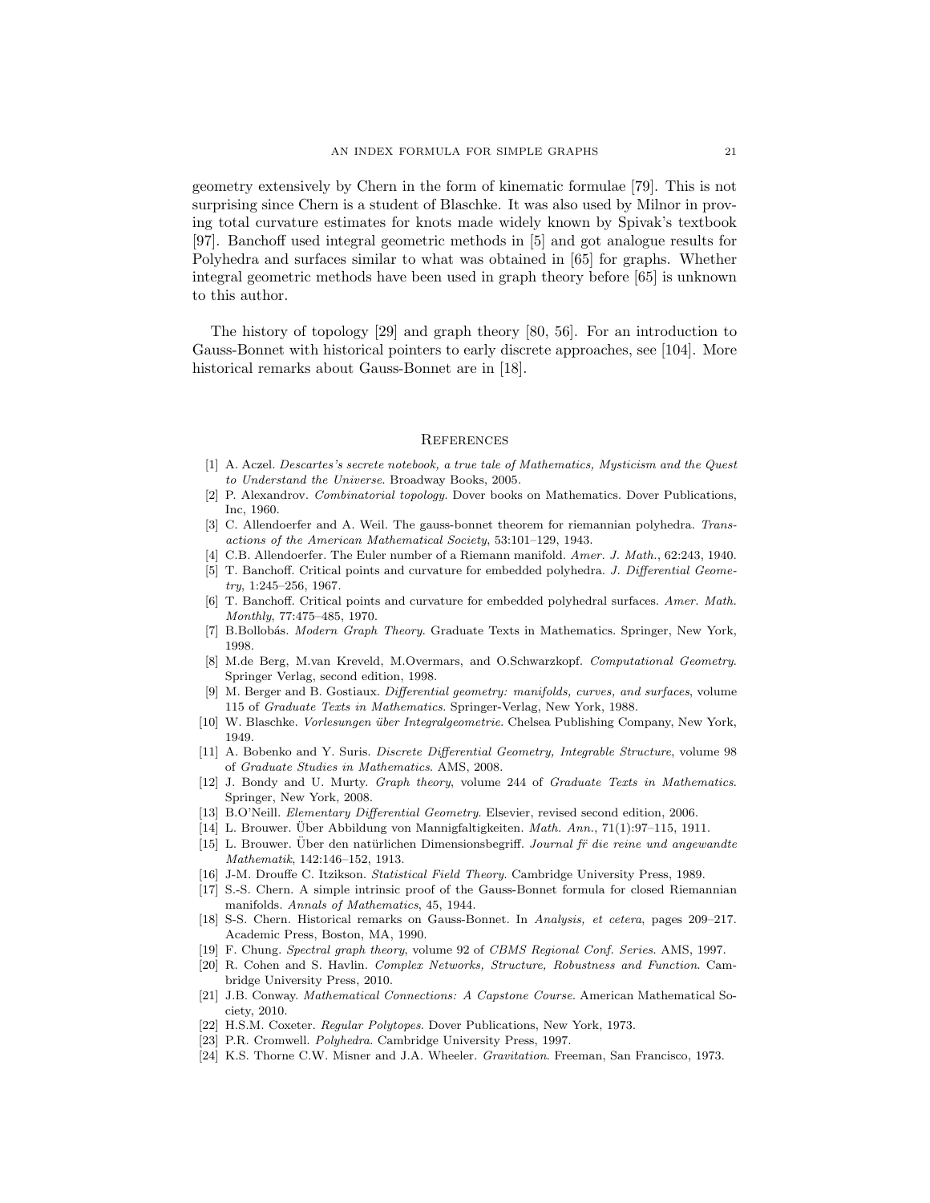geometry extensively by Chern in the form of kinematic formulae [79]. This is not surprising since Chern is a student of Blaschke. It was also used by Milnor in proving total curvature estimates for knots made widely known by Spivak's textbook [97]. Banchoff used integral geometric methods in [5] and got analogue results for Polyhedra and surfaces similar to what was obtained in [65] for graphs. Whether integral geometric methods have been used in graph theory before [65] is unknown to this author.

The history of topology [29] and graph theory [80, 56]. For an introduction to Gauss-Bonnet with historical pointers to early discrete approaches, see [104]. More historical remarks about Gauss-Bonnet are in [18].

## References

[1] A. Aczel. *Descartes's secrete notebook, a true tale of Mathematics, Mysticism and the Quest to Understand the Universe*. Broadway Books, 2005.

[2] P. Alexandrov. *Combinatorial topology*. Dover books on Mathematics. Dover Publications, Inc, 1960.

[3] C. Allendoerfer and A. Weil. The gauss-bonnet theorem for riemannian polyhedra. *Transactions of the American Mathematical Society*, 53:101–129, 1943.

[4] C.B. Allendoerfer. The Euler number of a Riemann manifold. *Amer. J. Math.*, 62:243, 1940.

[5] T. Banchoff. Critical points and curvature for embedded polyhedra. *J. Differential Geometry*, 1:245–256, 1967.

[6] T. Banchoff. Critical points and curvature for embedded polyhedral surfaces. *Amer. Math. Monthly*, 77:475–485, 1970.

[7] B.Bollobás. *Modern Graph Theory*. Graduate Texts in Mathematics. Springer, New York, 1998.

[8] M.de Berg, M.van Kreveld, M.Overmars, and O.Schwarzkopf. *Computational Geometry*. Springer Verlag, second edition, 1998.

[9] M. Berger and B. Gostiaux. *Differential geometry: manifolds, curves, and surfaces*, volume 115 of *Graduate Texts in Mathematics*. Springer-Verlag, New York, 1988.

[10] W. Blaschke. *Vorlesungen über Integralgeometrie*. Chelsea Publishing Company, New York, 1949.

[11] A. Bobenko and Y. Suris. *Discrete Differential Geometry, Integrable Structure*, volume 98 of *Graduate Studies in Mathematics*. AMS, 2008.

[12] J. Bondy and U. Murty. *Graph theory*, volume 244 of *Graduate Texts in Mathematics*. Springer, New York, 2008.

[13] B.O'Neill. *Elementary Differential Geometry*. Elsevier, revised second edition, 2006.

[14] L. Brouwer. Über Abbildung von Mannigfaltigkeiten. *Math. Ann.*, 71(1):97–115, 1911.

[15] L. Brouwer. Über den natürlichen Dimensionsbegriff. *Journal fr die reine und angewandte Mathematik*, 142:146–152, 1913.

[16] J-M. Drouffe C. Itzikson. *Statistical Field Theory*. Cambridge University Press, 1989.

[17] S.-S. Chern. A simple intrinsic proof of the Gauss-Bonnet formula for closed Riemannian manifolds. *Annals of Mathematics*, 45, 1944.

[18] S-S. Chern. Historical remarks on Gauss-Bonnet. In *Analysis, et cetera*, pages 209–217. Academic Press, Boston, MA, 1990.

[19] F. Chung. *Spectral graph theory*, volume 92 of *CBMS Regional Conf. Series*. AMS, 1997.

[20] R. Cohen and S. Havlin. *Complex Networks, Structure, Robustness and Function*. Cambridge University Press, 2010.

[21] J.B. Conway. *Mathematical Connections: A Capstone Course*. American Mathematical Society, 2010.

[22] H.S.M. Coxeter. *Regular Polytopes*. Dover Publications, New York, 1973.

[23] P.R. Cromwell. *Polyhedra*. Cambridge University Press, 1997.

[24] K.S. Thorne C.W. Misner and J.A. Wheeler. *Gravitation*. Freeman, San Francisco, 1973.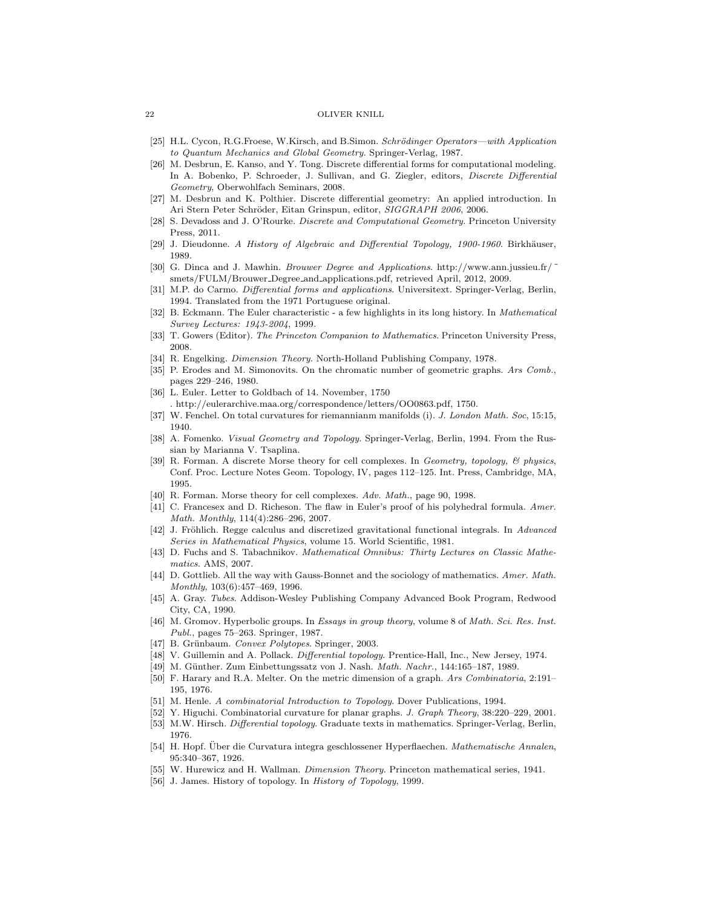[25] H.L. Cycon, R.G.Froese, W.Kirsch, and B.Simon. *Schrödinger Operators—with Application to Quantum Mechanics and Global Geometry*. Springer-Verlag, 1987.

[26] M. Desbrun, E. Kanso, and Y. Tong. Discrete differential forms for computational modeling. In A. Bobenko, P. Schroeder, J. Sullivan, and G. Ziegler, editors, *Discrete Differential Geometry*, Oberwohlfach Seminars, 2008.

[27] M. Desbrun and K. Polthier. Discrete differential geometry: An applied introduction. In Ari Stern Peter Schröder, Eitan Grinspun, editor, *SIGGRAPH 2006*, 2006.

[28] S. Devadoss and J. O'Rourke. *Discrete and Computational Geometry*. Princeton University Press, 2011.

[29] J. Dieudonne. *A History of Algebraic and Differential Topology, 1900-1960*. Birkhäuser, 1989.

[30] G. Dinca and J. Mawhin. *Brouwer Degree and Applications*. http://www.ann.jussieu.fr/ ~ smets/FULM/Brouwer_Degree_and_applications.pdf, retrieved April, 2012, 2009.

[31] M.P. do Carmo. *Differential forms and applications*. Universitext. Springer-Verlag, Berlin, 1994. Translated from the 1971 Portuguese original.

[32] B. Eckmann. The Euler characteristic - a few highlights in its long history. In *Mathematical Survey Lectures: 1943-2004*, 1999.

[33] T. Gowers (Editor). *The Princeton Companion to Mathematics*. Princeton University Press, 2008.

[34] R. Engelking. *Dimension Theory*. North-Holland Publishing Company, 1978.

[35] P. Erodes and M. Simonovits. On the chromatic number of geometric graphs. *Ars Comb.*, pages 229–246, 1980.

[36] L. Euler. Letter to Goldbach of 14. November, 1750 . http://eulerarchive.maa.org/correspondence/letters/OO0863.pdf, 1750.

[37] W. Fenchel. On total curvatures for riemannianm manifolds (i). *J. London Math. Soc*, 15:15, 1940.

[38] A. Fomenko. *Visual Geometry and Topology*. Springer-Verlag, Berlin, 1994. From the Russian by Marianna V. Tsaplina.

[39] R. Forman. A discrete Morse theory for cell complexes. In *Geometry, topology, & physics*, Conf. Proc. Lecture Notes Geom. Topology, IV, pages 112–125. Int. Press, Cambridge, MA, 1995.

[40] R. Forman. Morse theory for cell complexes. *Adv. Math.*, page 90, 1998.

[41] C. Francesex and D. Richeson. The flaw in Euler's proof of his polyhedral formula. *Amer. Math. Monthly*, 114(4):286–296, 2007.

[42] J. Fröhlich. Regge calculus and discretized gravitational functional integrals. In *Advanced Series in Mathematical Physics*, volume 15. World Scientific, 1981.

[43] D. Fuchs and S. Tabachnikov. *Mathematical Omnibus: Thirty Lectures on Classic Mathematics*. AMS, 2007.

[44] D. Gottlieb. All the way with Gauss-Bonnet and the sociology of mathematics. *Amer. Math. Monthly*, 103(6):457–469, 1996.

[45] A. Gray. *Tubes*. Addison-Wesley Publishing Company Advanced Book Program, Redwood City, CA, 1990.

[46] M. Gromov. Hyperbolic groups. In *Essays in group theory*, volume 8 of *Math. Sci. Res. Inst. Publ.*, pages 75–263. Springer, 1987.

[47] B. Grünbaum. *Convex Polytopes*. Springer, 2003.

[48] V. Guillemin and A. Pollack. *Differential topology*. Prentice-Hall, Inc., New Jersey, 1974.

[49] M. Günther. Zum Einbettungssatz von J. Nash. *Math. Nachr.*, 144:165–187, 1989.

[50] F. Harary and R.A. Melter. On the metric dimension of a graph. *Ars Combinatoria*, 2:191–195, 1976.

[51] M. Henle. *A combinatorial Introduction to Topology*. Dover Publications, 1994.

[52] Y. Higuchi. Combinatorial curvature for planar graphs. *J. Graph Theory*, 38:220–229, 2001.

[53] M.W. Hirsch. *Differential topology*. Graduate texts in mathematics. Springer-Verlag, Berlin, 1976.

[54] H. Hopf. Über die Curvatura integra geschlossener Hyperflaechen. *Mathematische Annalen*, 95:340–367, 1926.

[55] W. Hurewicz and H. Wallman. *Dimension Theory*. Princeton mathematical series, 1941.

[56] J. James. History of topology. In *History of Topology*, 1999.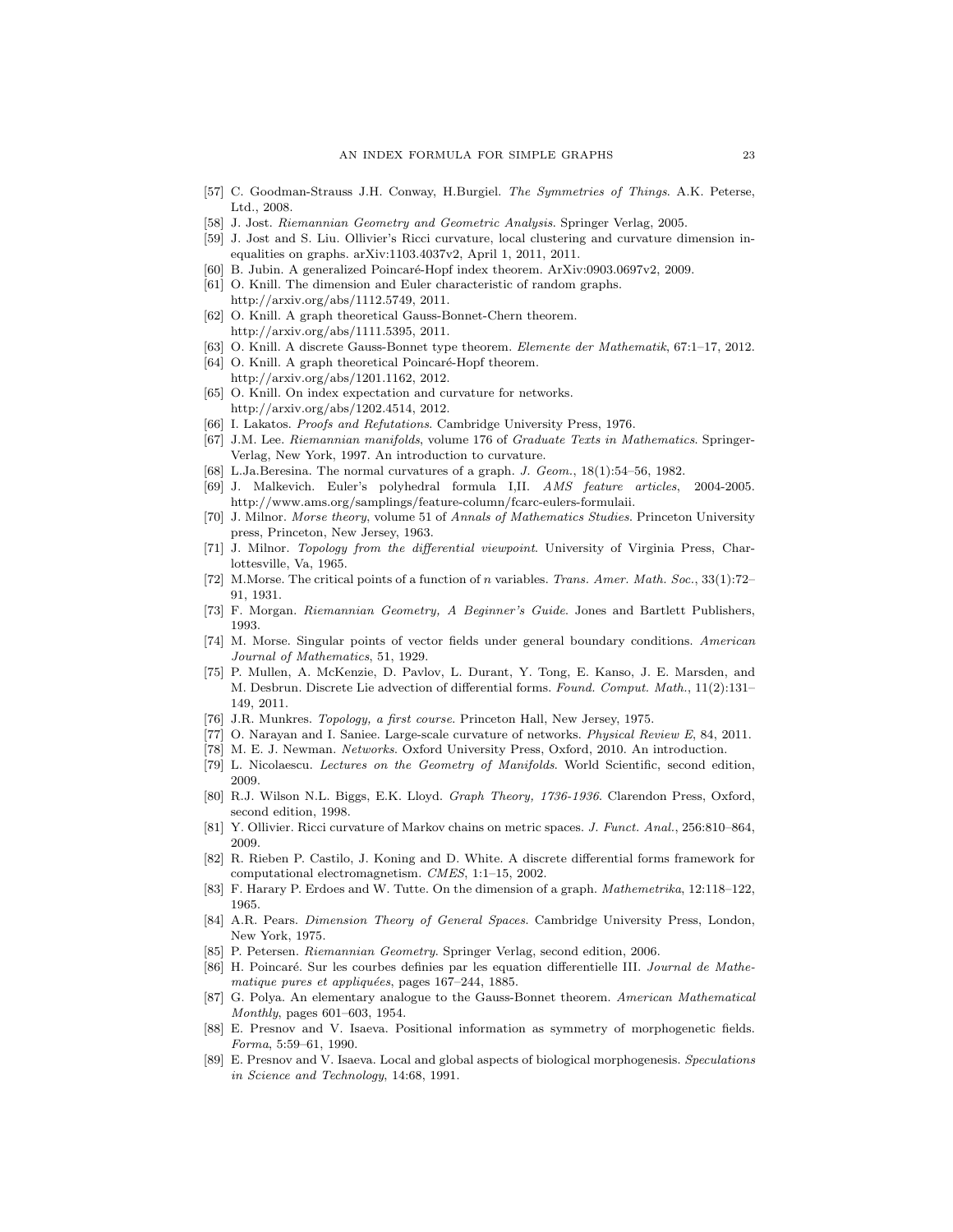[57] C. Goodman-Strauss J.H. Conway, H.Burgiel. *The Symmetries of Things*. A.K. Peterse, Ltd., 2008.

[58] J. Jost. *Riemannian Geometry and Geometric Analysis*. Springer Verlag, 2005.

[59] J. Jost and S. Liu. Ollivier's Ricci curvature, local clustering and curvature dimension inequalities on graphs. arXiv:1103.4037v2, April 1, 2011, 2011.

[60] B. Jubin. A generalized Poincaré-Hopf index theorem. ArXiv:0903.0697v2, 2009.

[61] O. Knill. The dimension and Euler characteristic of random graphs. http://arxiv.org/abs/1112.5749, 2011.

[62] O. Knill. A graph theoretical Gauss-Bonnet-Chern theorem. http://arxiv.org/abs/1111.5395, 2011.

[63] O. Knill. A discrete Gauss-Bonnet type theorem. *Elemente der Mathematik*, 67:1–17, 2012.

[64] O. Knill. A graph theoretical Poincaré-Hopf theorem. http://arxiv.org/abs/1201.1162, 2012.

[65] O. Knill. On index expectation and curvature for networks. http://arxiv.org/abs/1202.4514, 2012.

[66] I. Lakatos. *Proofs and Refutations*. Cambridge University Press, 1976.

[67] J.M. Lee. *Riemannian manifolds*, volume 176 of *Graduate Texts in Mathematics*. Springer-Verlag, New York, 1997. An introduction to curvature.

[68] L.Ja.Beresina. The normal curvatures of a graph. *J. Geom.*, 18(1):54–56, 1982.

[69] J. Malkevich. Euler's polyhedral formula I,II. *AMS feature articles*, 2004-2005. http://www.ams.org/samplings/feature-column/fcarc-eulers-formulaii.

[70] J. Milnor. *Morse theory*, volume 51 of *Annals of Mathematics Studies*. Princeton University press, Princeton, New Jersey, 1963.

[71] J. Milnor. *Topology from the differential viewpoint*. University of Virginia Press, Charlottesville, Va, 1965.

[72] M.Morse. The critical points of a function of $n$ variables. *Trans. Amer. Math. Soc.*, 33(1):72–91, 1931.

[73] F. Morgan. *Riemannian Geometry, A Beginner's Guide*. Jones and Bartlett Publishers, 1993.

[74] M. Morse. Singular points of vector fields under general boundary conditions. *American Journal of Mathematics*, 51, 1929.

[75] P. Mullen, A. McKenzie, D. Pavlov, L. Durant, Y. Tong, E. Kanso, J. E. Marsden, and M. Desbrun. Discrete Lie advection of differential forms. *Found. Comput. Math.*, 11(2):131–149, 2011.

[76] J.R. Munkres. *Topology, a first course*. Princeton Hall, New Jersey, 1975.

[77] O. Narayan and I. Saniee. Large-scale curvature of networks. *Physical Review E*, 84, 2011.

[78] M. E. J. Newman. *Networks*. Oxford University Press, Oxford, 2010. An introduction.

[79] L. Nicolaescu. *Lectures on the Geometry of Manifolds*. World Scientific, second edition, 2009.

[80] R.J. Wilson N.L. Biggs, E.K. Lloyd. *Graph Theory, 1736-1936*. Clarendon Press, Oxford, second edition, 1998.

[81] Y. Ollivier. Ricci curvature of Markov chains on metric spaces. *J. Funct. Anal.*, 256:810–864, 2009.

[82] R. Rieben P. Castilo, J. Koning and D. White. A discrete differential forms framework for computational electromagnetism. *CMES*, 1:1–15, 2002.

[83] F. Harary P. Erdoes and W. Tutte. On the dimension of a graph. *Mathemetrika*, 12:118–122, 1965.

[84] A.R. Pears. *Dimension Theory of General Spaces*. Cambridge University Press, London, New York, 1975.

[85] P. Petersen. *Riemannian Geometry*. Springer Verlag, second edition, 2006.

[86] H. Poincaré. Sur les courbes definies par les equation differentielle III. *Journal de Mathematique pures et appliquées*, pages 167–244, 1885.

[87] G. Polya. An elementary analogue to the Gauss-Bonnet theorem. *American Mathematical Monthly*, pages 601–603, 1954.

[88] E. Presnov and V. Isaeva. Positional information as symmetry of morphogenetic fields. *Forma*, 5:59–61, 1990.

[89] E. Presnov and V. Isaeva. Local and global aspects of biological morphogenesis. *Speculations in Science and Technology*, 14:68, 1991.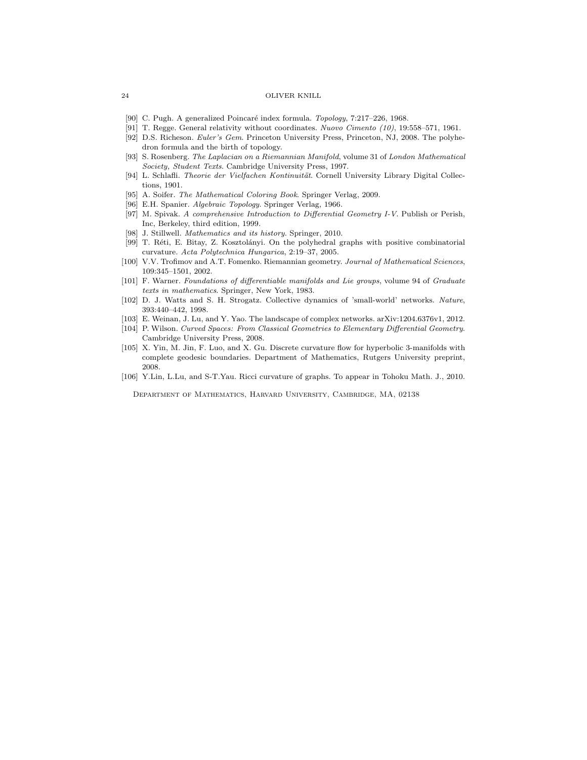[90] C. Pugh. A generalized Poincaré index formula. *Topology*, 7:217–226, 1968.

[91] T. Regge. General relativity without coordinates. *Nuovo Cimento (10)*, 19:558–571, 1961.

[92] D.S. Richeson. *Euler's Gem*. Princeton University Press, Princeton, NJ, 2008. The polyhedron formula and the birth of topology.

[93] S. Rosenberg. *The Laplacian on a Riemannian Manifold*, volume 31 of *London Mathematical Society, Student Texts*. Cambridge University Press, 1997.

[94] L. Schlafli. *Theorie der Vielfachen Kontinuität*. Cornell University Library Digital Collections, 1901.

[95] A. Soifer. *The Mathematical Coloring Book*. Springer Verlag, 2009.

[96] E.H. Spanier. *Algebraic Topology*. Springer Verlag, 1966.

[97] M. Spivak. *A comprehensive Introduction to Differential Geometry I-V*. Publish or Perish, Inc, Berkeley, third edition, 1999.

[98] J. Stillwell. *Mathematics and its history*. Springer, 2010.

[99] T. Réti, E. Bitay, Z. Kosztolányi. On the polyhedral graphs with positive combinatorial curvature. *Acta Polytechnica Hungarica*, 2:19–37, 2005.

[100] V.V. Trofimov and A.T. Fomenko. Riemannian geometry. *Journal of Mathematical Sciences*, 109:345–1501, 2002.

[101] F. Warner. *Foundations of differentiable manifolds and Lie groups*, volume 94 of *Graduate texts in mathematics*. Springer, New York, 1983.

[102] D. J. Watts and S. H. Strogatz. Collective dynamics of 'small-world' networks. *Nature*, 393:440–442, 1998.

[103] E. Weinan, J. Lu, and Y. Yao. The landscape of complex networks. arXiv:1204.6376v1, 2012.

[104] P. Wilson. *Curved Spaces: From Classical Geometries to Elementary Differential Geometry*. Cambridge University Press, 2008.

[105] X. Yin, M. Jin, F. Luo, and X. Gu. Discrete curvature flow for hyperbolic 3-manifolds with complete geodesic boundaries. Department of Mathematics, Rutgers University preprint, 2008.

[106] Y.Lin, L.Lu, and S-T.Yau. Ricci curvature of graphs. To appear in Tohoku Math. J., 2010.

Department of Mathematics, Harvard University, Cambridge, MA, 02138